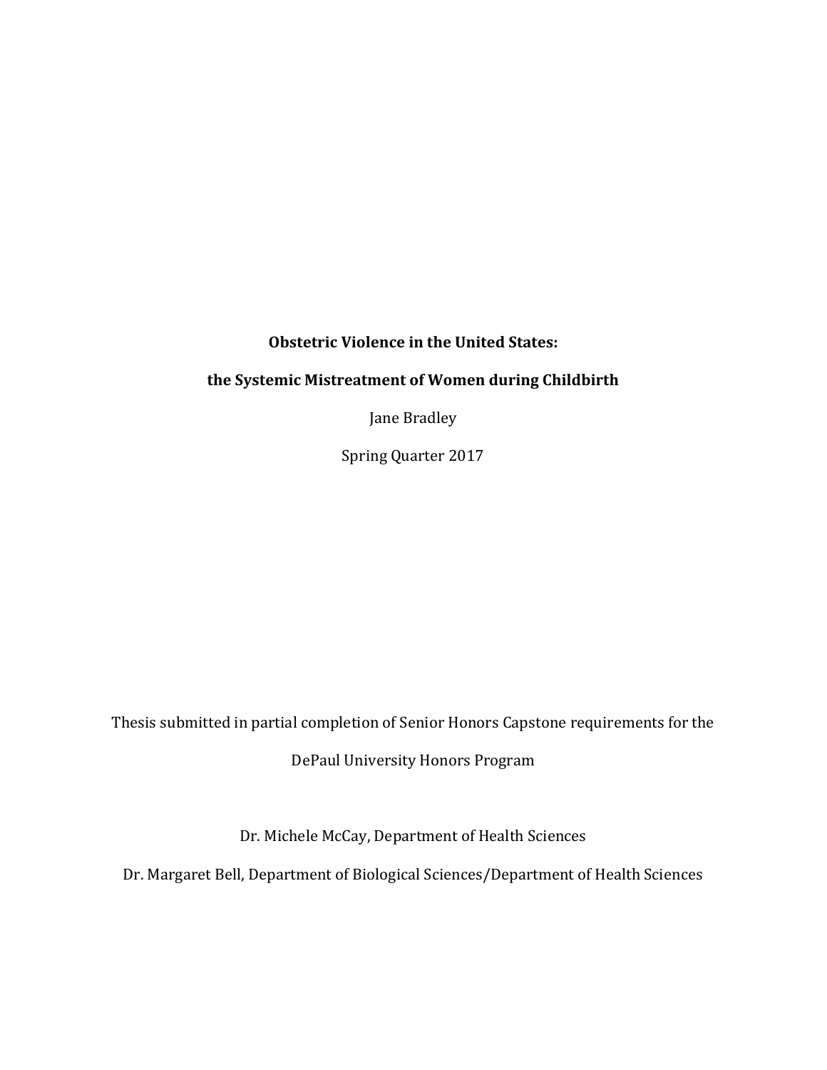# Obstetric Violence in the United States:

# the Systemic Mistreatment of Women during Childbirth

Jane Bradley

Spring Quarter 2017

Thesis submitted in partial completion of Senior Honors Capstone requirements for the

DePaul University Honors Program

Dr. Michele McCay, Department of Health Sciences

Dr. Margaret Bell, Department of Biological Sciences/Department of Health Sciences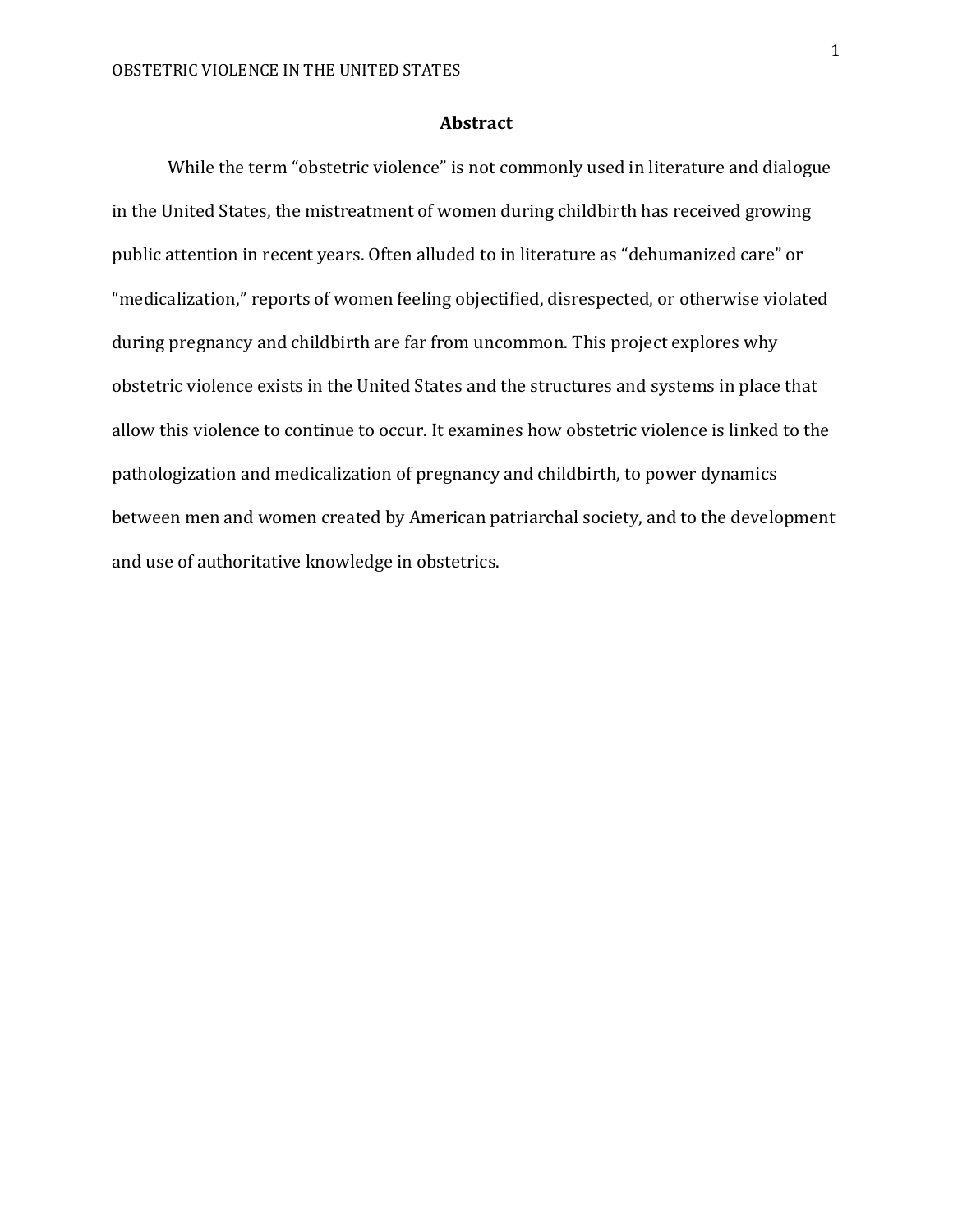# Abstract

While the term "obstetric violence" is not commonly used in literature and dialogue in the United States, the mistreatment of women during childbirth has received growing public attention in recent years. Often alluded to in literature as "dehumanized care" or "medicalization," reports of women feeling objectified, disrespected, or otherwise violated during pregnancy and childbirth are far from uncommon. This project explores why obstetric violence exists in the United States and the structures and systems in place that allow this violence to continue to occur. It examines how obstetric violence is linked to the pathologization and medicalization of pregnancy and childbirth, to power dynamics between men and women created by American patriarchal society, and to the development and use of authoritative knowledge in obstetrics.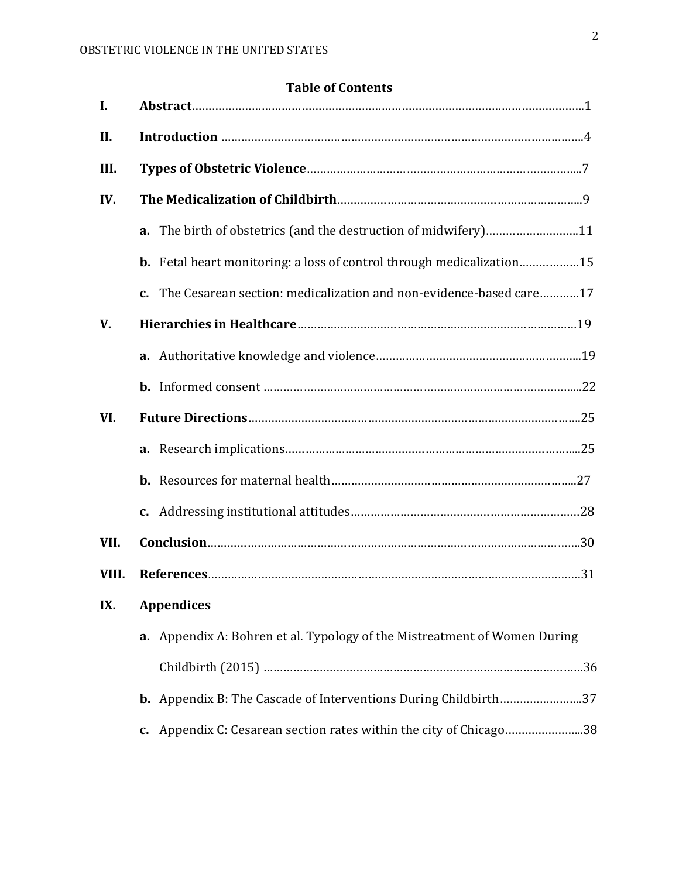## Table of Contents

- **I. Abstract** …… 1
- **II. Introduction** …… 4
- **III. Types of Obstetric Violence** …… 7
- **IV. The Medicalization of Childbirth** …… 9
  - **a.** The birth of obstetrics (and the destruction of midwifery) …… 11
  - **b.** Fetal heart monitoring: a loss of control through medicalization …… 15
  - **c.** The Cesarean section: medicalization and non-evidence-based care …… 17
- **V. Hierarchies in Healthcare** …… 19
  - **a.** Authoritative knowledge and violence …… 19
  - **b.** Informed consent …… 22
- **VI. Future Directions** …… 25
  - **a.** Research implications …… 25
  - **b.** Resources for maternal health …… 27
  - **c.** Addressing institutional attitudes …… 28
- **VII. Conclusion** …… 30
- **VIII. References** …… 31
- **IX. Appendices**
  - **a.** Appendix A: Bohren et al. Typology of the Mistreatment of Women During Childbirth (2015) …… 36
  - **b.** Appendix B: The Cascade of Interventions During Childbirth …… 37
  - **c.** Appendix C: Cesarean section rates within the city of Chicago …… 38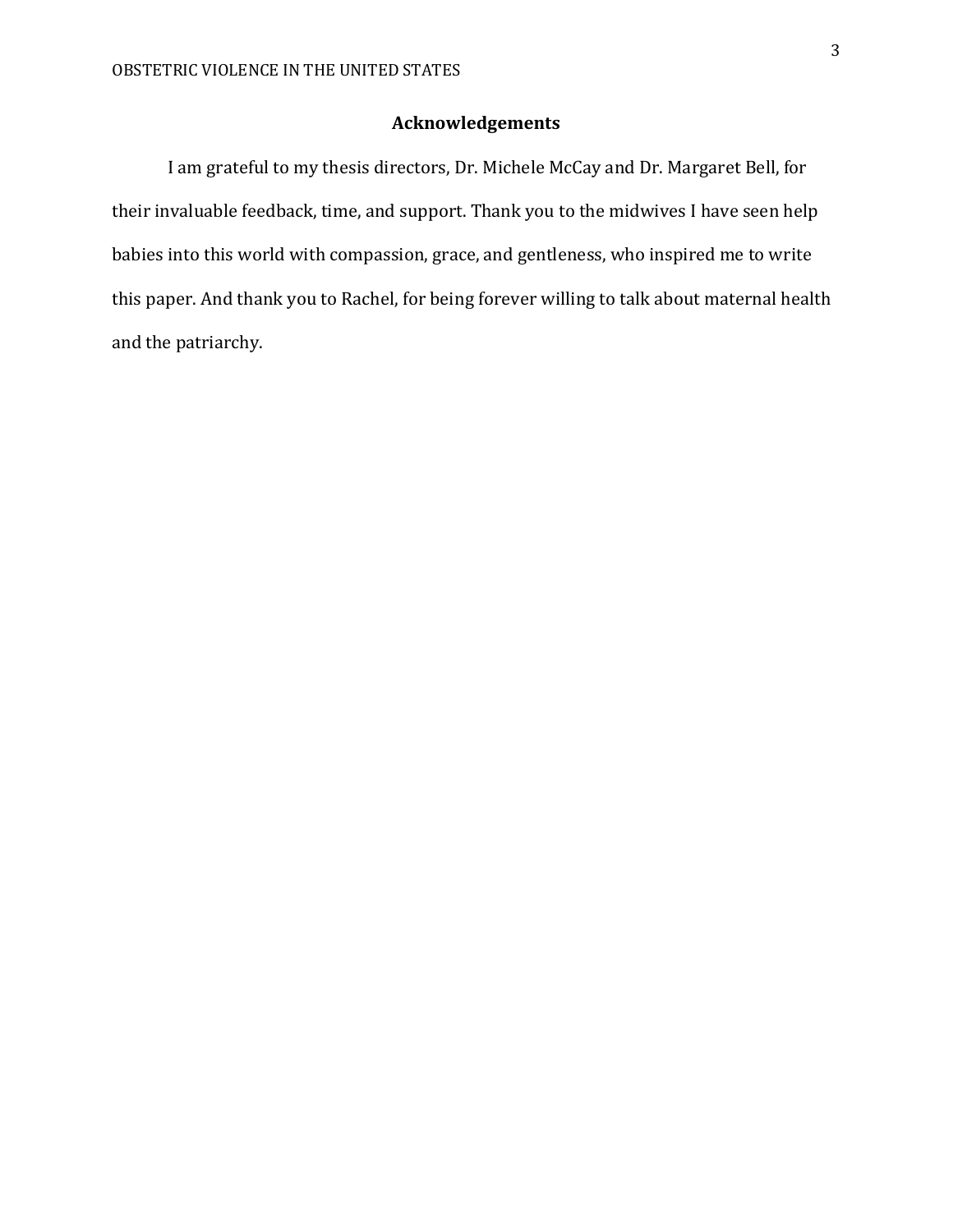## Acknowledgements

I am grateful to my thesis directors, Dr. Michele McCay and Dr. Margaret Bell, for their invaluable feedback, time, and support. Thank you to the midwives I have seen help babies into this world with compassion, grace, and gentleness, who inspired me to write this paper. And thank you to Rachel, for being forever willing to talk about maternal health and the patriarchy.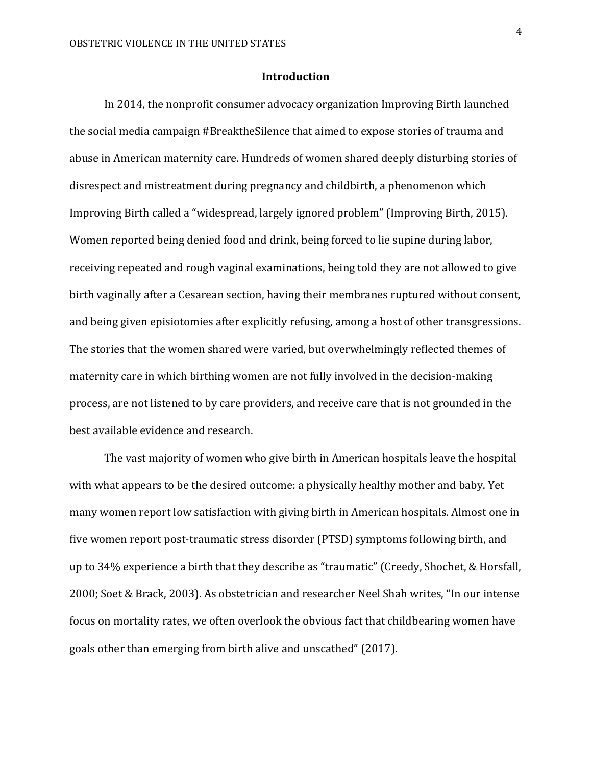## Introduction

In 2014, the nonprofit consumer advocacy organization Improving Birth launched the social media campaign #BreaktheSilence that aimed to expose stories of trauma and abuse in American maternity care. Hundreds of women shared deeply disturbing stories of disrespect and mistreatment during pregnancy and childbirth, a phenomenon which Improving Birth called a "widespread, largely ignored problem" (Improving Birth, 2015). Women reported being denied food and drink, being forced to lie supine during labor, receiving repeated and rough vaginal examinations, being told they are not allowed to give birth vaginally after a Cesarean section, having their membranes ruptured without consent, and being given episiotomies after explicitly refusing, among a host of other transgressions. The stories that the women shared were varied, but overwhelmingly reflected themes of maternity care in which birthing women are not fully involved in the decision-making process, are not listened to by care providers, and receive care that is not grounded in the best available evidence and research.

The vast majority of women who give birth in American hospitals leave the hospital with what appears to be the desired outcome: a physically healthy mother and baby. Yet many women report low satisfaction with giving birth in American hospitals. Almost one in five women report post-traumatic stress disorder (PTSD) symptoms following birth, and up to 34% experience a birth that they describe as "traumatic" (Creedy, Shochet, & Horsfall, 2000; Soet & Brack, 2003). As obstetrician and researcher Neel Shah writes, "In our intense focus on mortality rates, we often overlook the obvious fact that childbearing women have goals other than emerging from birth alive and unscathed" (2017).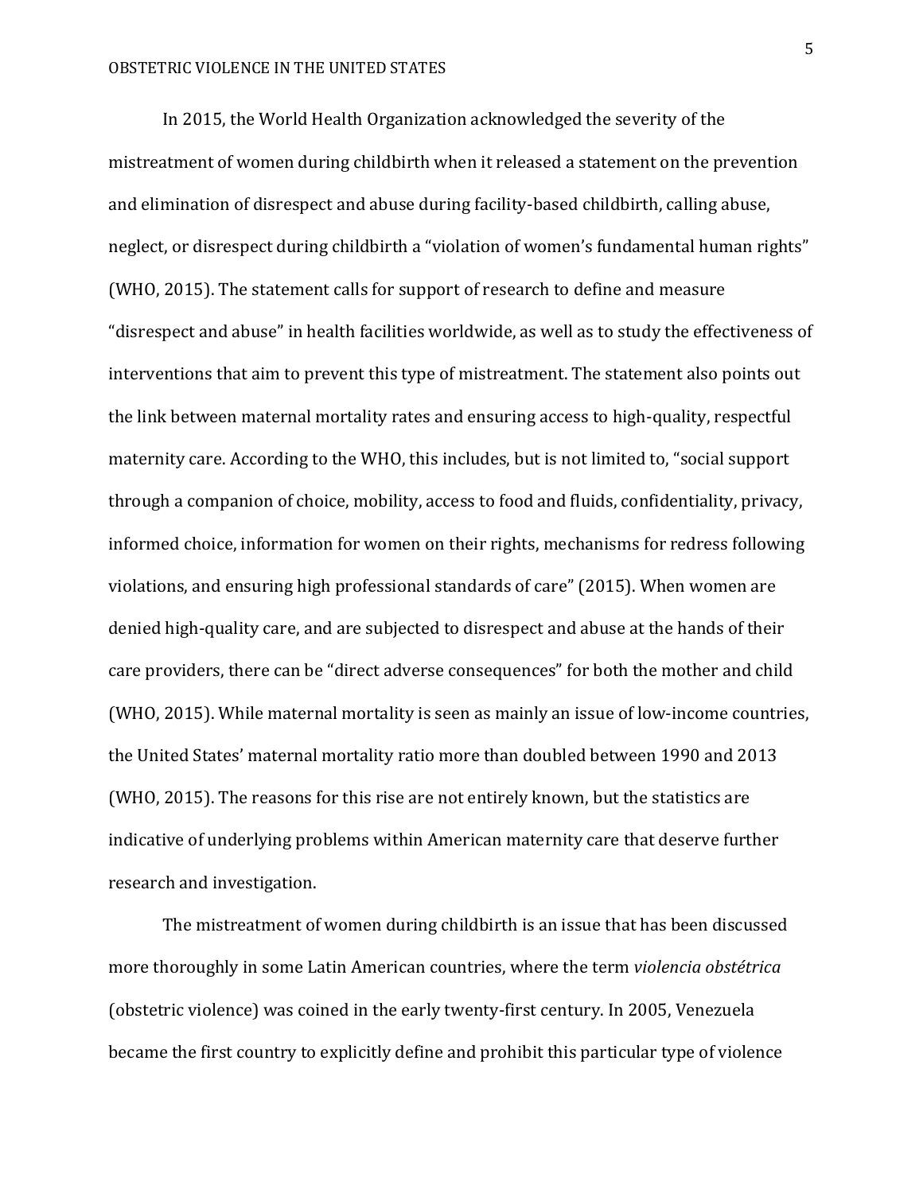In 2015, the World Health Organization acknowledged the severity of the mistreatment of women during childbirth when it released a statement on the prevention and elimination of disrespect and abuse during facility-based childbirth, calling abuse, neglect, or disrespect during childbirth a "violation of women's fundamental human rights" (WHO, 2015). The statement calls for support of research to define and measure "disrespect and abuse" in health facilities worldwide, as well as to study the effectiveness of interventions that aim to prevent this type of mistreatment. The statement also points out the link between maternal mortality rates and ensuring access to high-quality, respectful maternity care. According to the WHO, this includes, but is not limited to, "social support through a companion of choice, mobility, access to food and fluids, confidentiality, privacy, informed choice, information for women on their rights, mechanisms for redress following violations, and ensuring high professional standards of care" (2015). When women are denied high-quality care, and are subjected to disrespect and abuse at the hands of their care providers, there can be "direct adverse consequences" for both the mother and child (WHO, 2015). While maternal mortality is seen as mainly an issue of low-income countries, the United States' maternal mortality ratio more than doubled between 1990 and 2013 (WHO, 2015). The reasons for this rise are not entirely known, but the statistics are indicative of underlying problems within American maternity care that deserve further research and investigation.

The mistreatment of women during childbirth is an issue that has been discussed more thoroughly in some Latin American countries, where the term *violencia obstétrica* (obstetric violence) was coined in the early twenty-first century. In 2005, Venezuela became the first country to explicitly define and prohibit this particular type of violence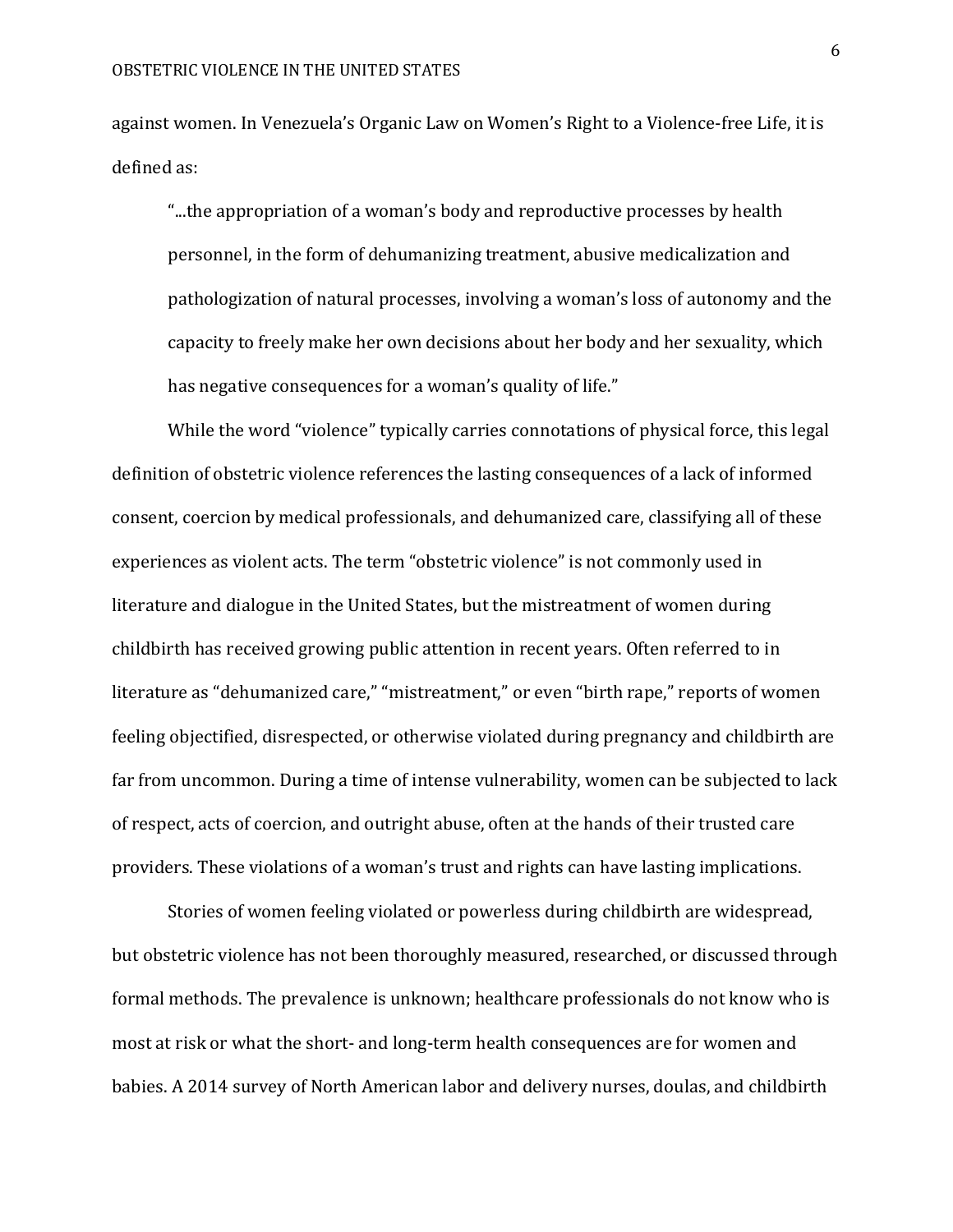against women. In Venezuela's Organic Law on Women's Right to a Violence-free Life, it is defined as:

> "...the appropriation of a woman's body and reproductive processes by health personnel, in the form of dehumanizing treatment, abusive medicalization and pathologization of natural processes, involving a woman's loss of autonomy and the capacity to freely make her own decisions about her body and her sexuality, which has negative consequences for a woman's quality of life."

While the word "violence" typically carries connotations of physical force, this legal definition of obstetric violence references the lasting consequences of a lack of informed consent, coercion by medical professionals, and dehumanized care, classifying all of these experiences as violent acts. The term "obstetric violence" is not commonly used in literature and dialogue in the United States, but the mistreatment of women during childbirth has received growing public attention in recent years. Often referred to in literature as "dehumanized care," "mistreatment," or even "birth rape," reports of women feeling objectified, disrespected, or otherwise violated during pregnancy and childbirth are far from uncommon. During a time of intense vulnerability, women can be subjected to lack of respect, acts of coercion, and outright abuse, often at the hands of their trusted care providers. These violations of a woman's trust and rights can have lasting implications.

Stories of women feeling violated or powerless during childbirth are widespread, but obstetric violence has not been thoroughly measured, researched, or discussed through formal methods. The prevalence is unknown; healthcare professionals do not know who is most at risk or what the short- and long-term health consequences are for women and babies. A 2014 survey of North American labor and delivery nurses, doulas, and childbirth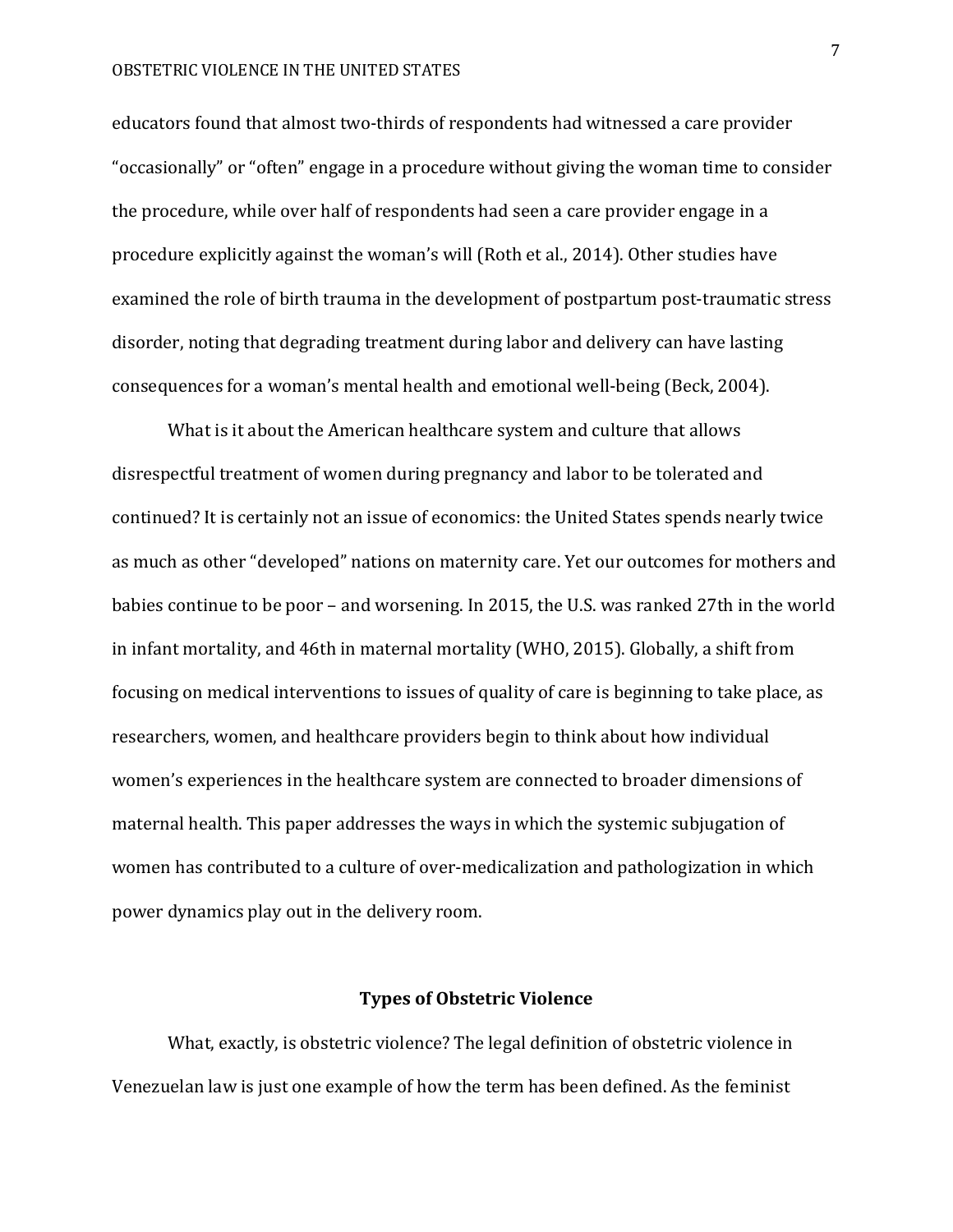educators found that almost two-thirds of respondents had witnessed a care provider "occasionally" or "often" engage in a procedure without giving the woman time to consider the procedure, while over half of respondents had seen a care provider engage in a procedure explicitly against the woman's will (Roth et al., 2014). Other studies have examined the role of birth trauma in the development of postpartum post-traumatic stress disorder, noting that degrading treatment during labor and delivery can have lasting consequences for a woman's mental health and emotional well-being (Beck, 2004).

What is it about the American healthcare system and culture that allows disrespectful treatment of women during pregnancy and labor to be tolerated and continued? It is certainly not an issue of economics: the United States spends nearly twice as much as other "developed" nations on maternity care. Yet our outcomes for mothers and babies continue to be poor – and worsening. In 2015, the U.S. was ranked 27th in the world in infant mortality, and 46th in maternal mortality (WHO, 2015). Globally, a shift from focusing on medical interventions to issues of quality of care is beginning to take place, as researchers, women, and healthcare providers begin to think about how individual women's experiences in the healthcare system are connected to broader dimensions of maternal health. This paper addresses the ways in which the systemic subjugation of women has contributed to a culture of over-medicalization and pathologization in which power dynamics play out in the delivery room.

## Types of Obstetric Violence

What, exactly, is obstetric violence? The legal definition of obstetric violence in Venezuelan law is just one example of how the term has been defined. As the feminist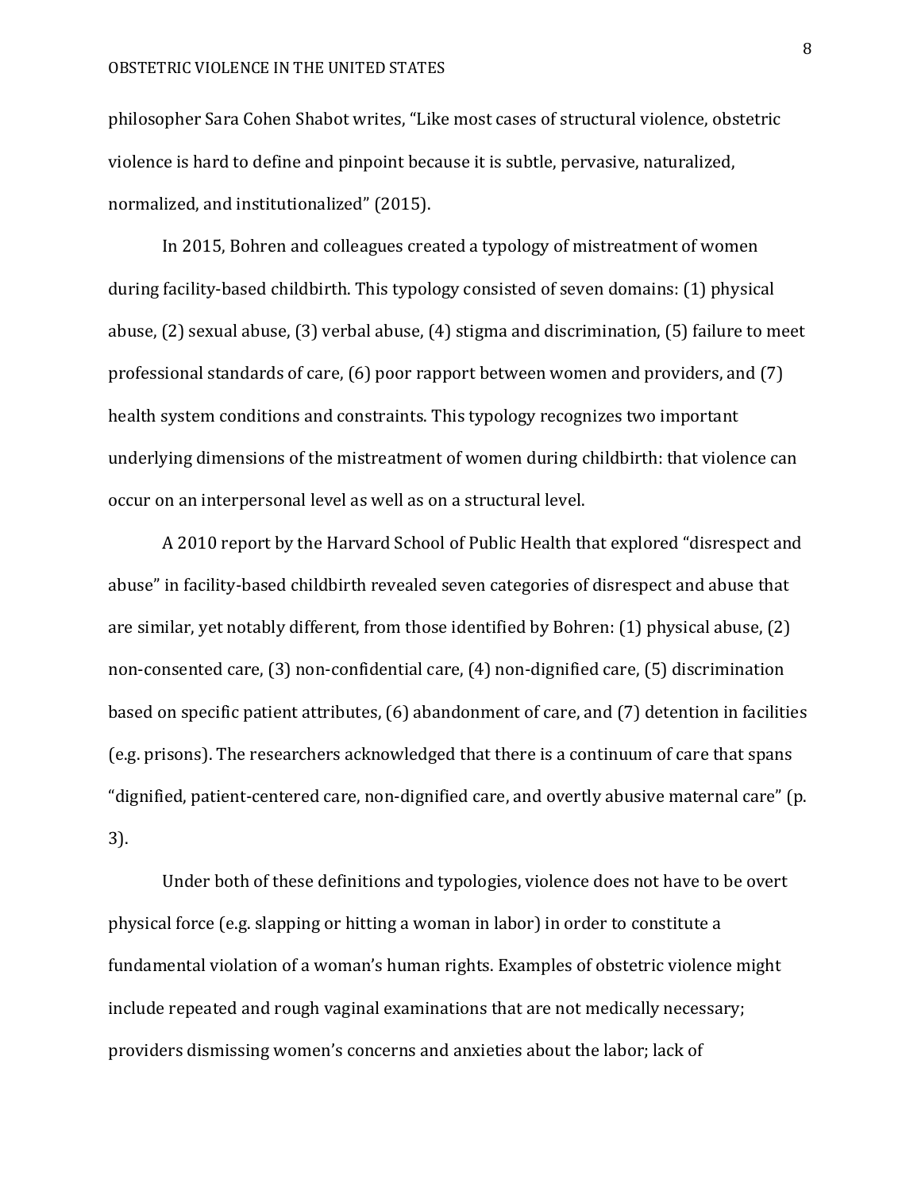philosopher Sara Cohen Shabot writes, “Like most cases of structural violence, obstetric violence is hard to define and pinpoint because it is subtle, pervasive, naturalized, normalized, and institutionalized” (2015).

In 2015, Bohren and colleagues created a typology of mistreatment of women during facility-based childbirth. This typology consisted of seven domains: (1) physical abuse, (2) sexual abuse, (3) verbal abuse, (4) stigma and discrimination, (5) failure to meet professional standards of care, (6) poor rapport between women and providers, and (7) health system conditions and constraints. This typology recognizes two important underlying dimensions of the mistreatment of women during childbirth: that violence can occur on an interpersonal level as well as on a structural level.

A 2010 report by the Harvard School of Public Health that explored “disrespect and abuse” in facility-based childbirth revealed seven categories of disrespect and abuse that are similar, yet notably different, from those identified by Bohren: (1) physical abuse, (2) non-consented care, (3) non-confidential care, (4) non-dignified care, (5) discrimination based on specific patient attributes, (6) abandonment of care, and (7) detention in facilities (e.g. prisons). The researchers acknowledged that there is a continuum of care that spans “dignified, patient-centered care, non-dignified care, and overtly abusive maternal care” (p. 3).

Under both of these definitions and typologies, violence does not have to be overt physical force (e.g. slapping or hitting a woman in labor) in order to constitute a fundamental violation of a woman’s human rights. Examples of obstetric violence might include repeated and rough vaginal examinations that are not medically necessary; providers dismissing women’s concerns and anxieties about the labor; lack of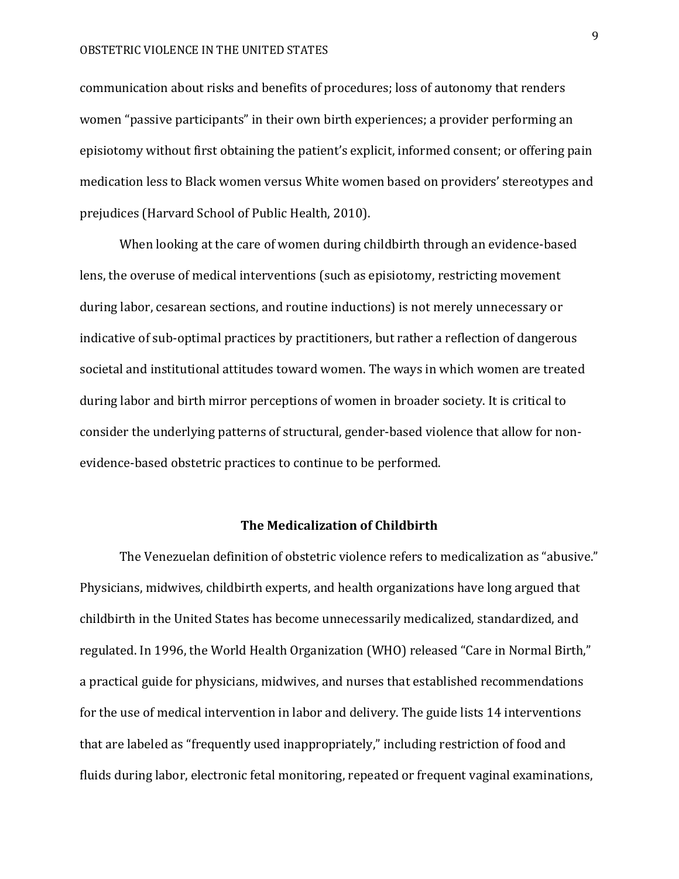communication about risks and benefits of procedures; loss of autonomy that renders women "passive participants" in their own birth experiences; a provider performing an episiotomy without first obtaining the patient's explicit, informed consent; or offering pain medication less to Black women versus White women based on providers' stereotypes and prejudices (Harvard School of Public Health, 2010).

When looking at the care of women during childbirth through an evidence-based lens, the overuse of medical interventions (such as episiotomy, restricting movement during labor, cesarean sections, and routine inductions) is not merely unnecessary or indicative of sub-optimal practices by practitioners, but rather a reflection of dangerous societal and institutional attitudes toward women. The ways in which women are treated during labor and birth mirror perceptions of women in broader society. It is critical to consider the underlying patterns of structural, gender-based violence that allow for non-evidence-based obstetric practices to continue to be performed.

## The Medicalization of Childbirth

The Venezuelan definition of obstetric violence refers to medicalization as "abusive." Physicians, midwives, childbirth experts, and health organizations have long argued that childbirth in the United States has become unnecessarily medicalized, standardized, and regulated. In 1996, the World Health Organization (WHO) released "Care in Normal Birth," a practical guide for physicians, midwives, and nurses that established recommendations for the use of medical intervention in labor and delivery. The guide lists 14 interventions that are labeled as "frequently used inappropriately," including restriction of food and fluids during labor, electronic fetal monitoring, repeated or frequent vaginal examinations,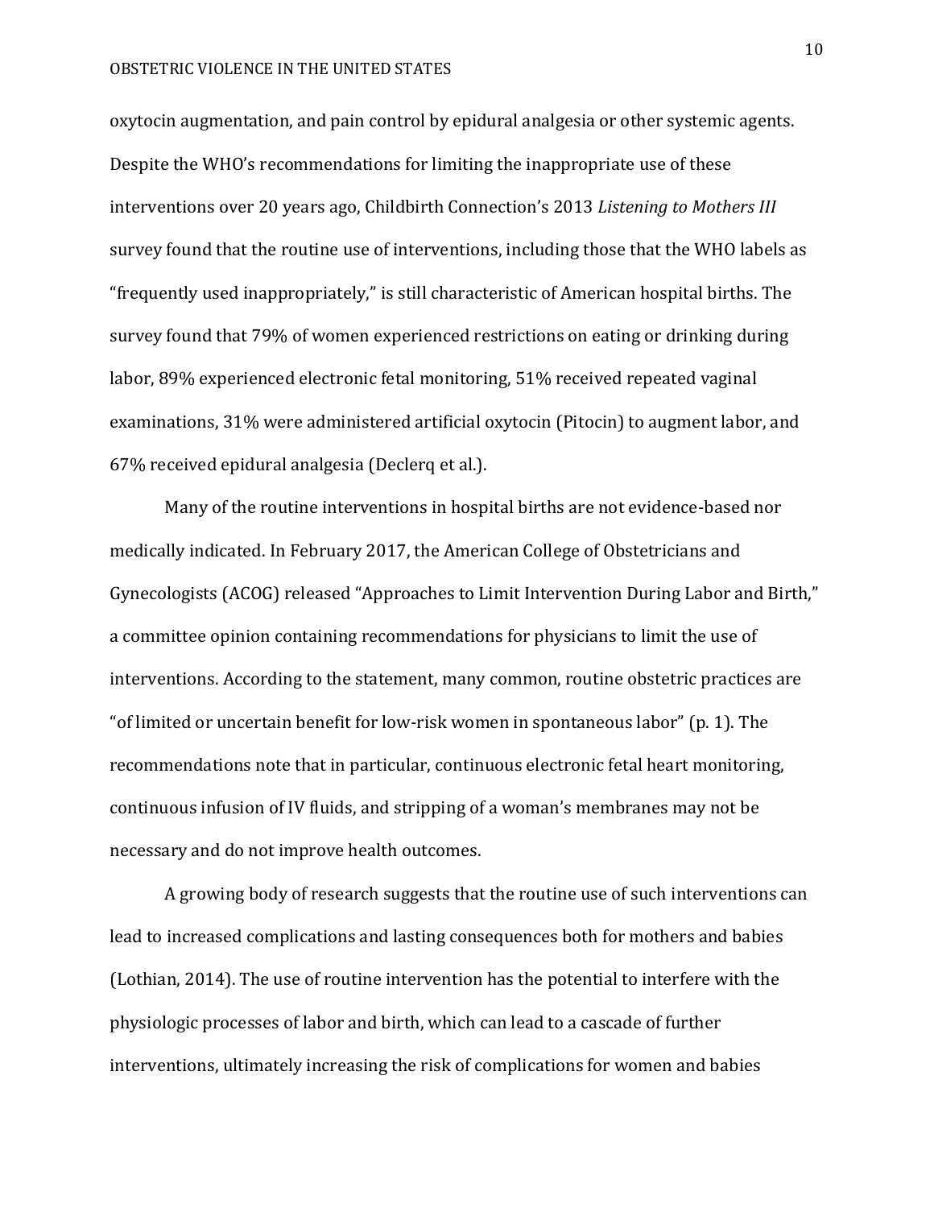oxytocin augmentation, and pain control by epidural analgesia or other systemic agents. Despite the WHO's recommendations for limiting the inappropriate use of these interventions over 20 years ago, Childbirth Connection's 2013 *Listening to Mothers III* survey found that the routine use of interventions, including those that the WHO labels as "frequently used inappropriately," is still characteristic of American hospital births. The survey found that 79% of women experienced restrictions on eating or drinking during labor, 89% experienced electronic fetal monitoring, 51% received repeated vaginal examinations, 31% were administered artificial oxytocin (Pitocin) to augment labor, and 67% received epidural analgesia (Declerq et al.).

Many of the routine interventions in hospital births are not evidence-based nor medically indicated. In February 2017, the American College of Obstetricians and Gynecologists (ACOG) released "Approaches to Limit Intervention During Labor and Birth," a committee opinion containing recommendations for physicians to limit the use of interventions. According to the statement, many common, routine obstetric practices are "of limited or uncertain benefit for low-risk women in spontaneous labor" (p. 1). The recommendations note that in particular, continuous electronic fetal heart monitoring, continuous infusion of IV fluids, and stripping of a woman's membranes may not be necessary and do not improve health outcomes.

A growing body of research suggests that the routine use of such interventions can lead to increased complications and lasting consequences both for mothers and babies (Lothian, 2014). The use of routine intervention has the potential to interfere with the physiologic processes of labor and birth, which can lead to a cascade of further interventions, ultimately increasing the risk of complications for women and babies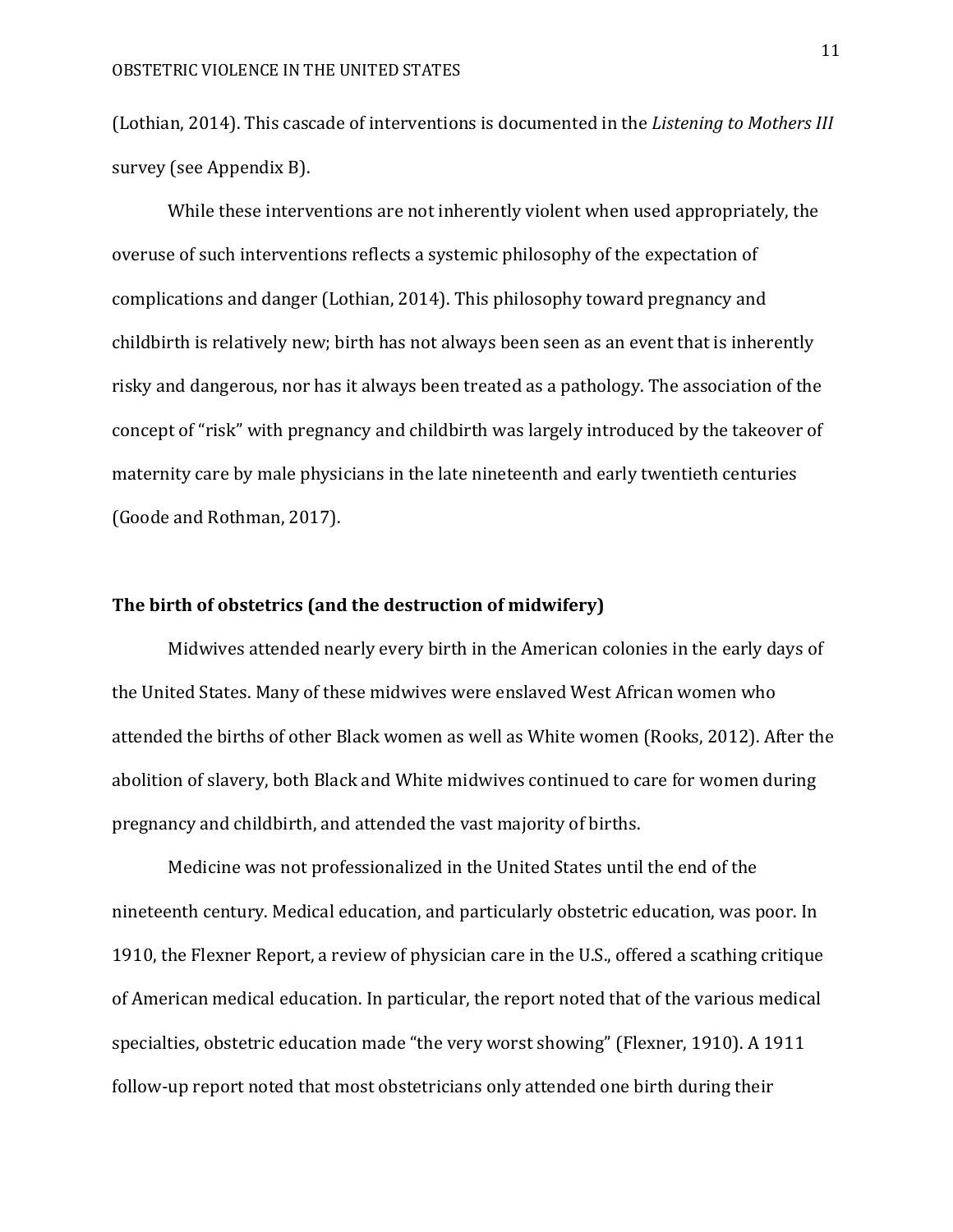(Lothian, 2014). This cascade of interventions is documented in the *Listening to Mothers III* survey (see Appendix B).

While these interventions are not inherently violent when used appropriately, the overuse of such interventions reflects a systemic philosophy of the expectation of complications and danger (Lothian, 2014). This philosophy toward pregnancy and childbirth is relatively new; birth has not always been seen as an event that is inherently risky and dangerous, nor has it always been treated as a pathology. The association of the concept of "risk" with pregnancy and childbirth was largely introduced by the takeover of maternity care by male physicians in the late nineteenth and early twentieth centuries (Goode and Rothman, 2017).

**The birth of obstetrics (and the destruction of midwifery)**

Midwives attended nearly every birth in the American colonies in the early days of the United States. Many of these midwives were enslaved West African women who attended the births of other Black women as well as White women (Rooks, 2012). After the abolition of slavery, both Black and White midwives continued to care for women during pregnancy and childbirth, and attended the vast majority of births.

Medicine was not professionalized in the United States until the end of the nineteenth century. Medical education, and particularly obstetric education, was poor. In 1910, the Flexner Report, a review of physician care in the U.S., offered a scathing critique of American medical education. In particular, the report noted that of the various medical specialties, obstetric education made "the very worst showing" (Flexner, 1910). A 1911 follow-up report noted that most obstetricians only attended one birth during their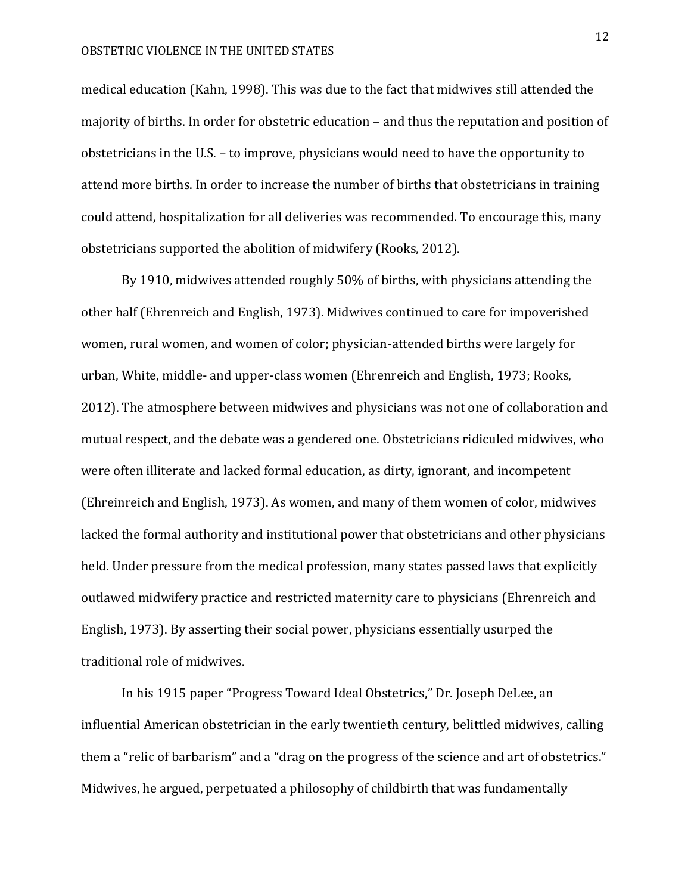medical education (Kahn, 1998). This was due to the fact that midwives still attended the majority of births. In order for obstetric education – and thus the reputation and position of obstetricians in the U.S. – to improve, physicians would need to have the opportunity to attend more births. In order to increase the number of births that obstetricians in training could attend, hospitalization for all deliveries was recommended. To encourage this, many obstetricians supported the abolition of midwifery (Rooks, 2012).

By 1910, midwives attended roughly 50% of births, with physicians attending the other half (Ehrenreich and English, 1973). Midwives continued to care for impoverished women, rural women, and women of color; physician-attended births were largely for urban, White, middle- and upper-class women (Ehrenreich and English, 1973; Rooks, 2012). The atmosphere between midwives and physicians was not one of collaboration and mutual respect, and the debate was a gendered one. Obstetricians ridiculed midwives, who were often illiterate and lacked formal education, as dirty, ignorant, and incompetent (Ehreinreich and English, 1973). As women, and many of them women of color, midwives lacked the formal authority and institutional power that obstetricians and other physicians held. Under pressure from the medical profession, many states passed laws that explicitly outlawed midwifery practice and restricted maternity care to physicians (Ehrenreich and English, 1973). By asserting their social power, physicians essentially usurped the traditional role of midwives.

In his 1915 paper "Progress Toward Ideal Obstetrics," Dr. Joseph DeLee, an influential American obstetrician in the early twentieth century, belittled midwives, calling them a "relic of barbarism" and a "drag on the progress of the science and art of obstetrics." Midwives, he argued, perpetuated a philosophy of childbirth that was fundamentally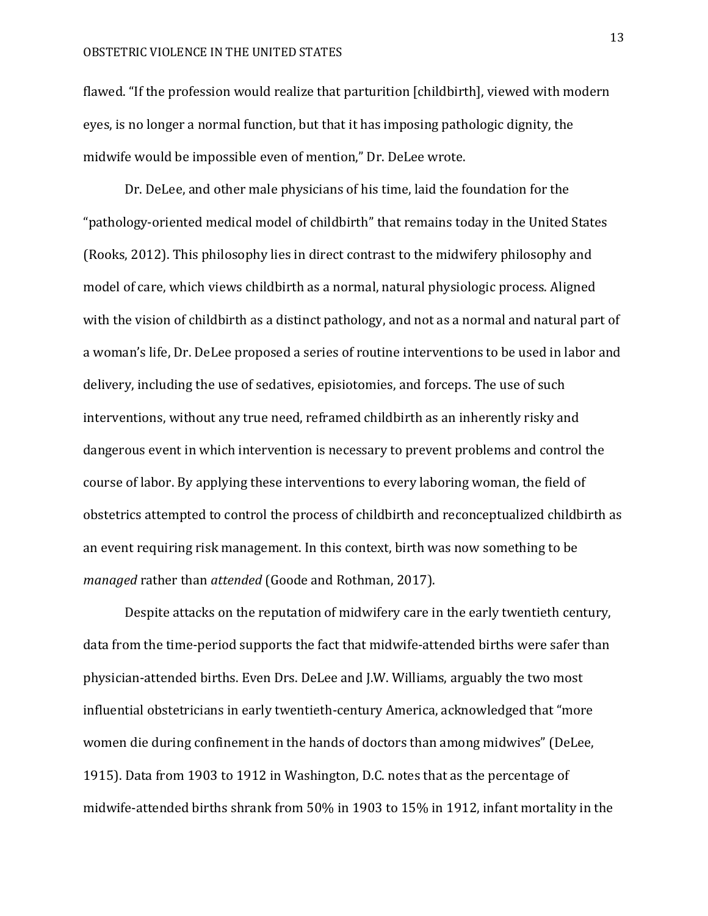flawed. “If the profession would realize that parturition [childbirth], viewed with modern eyes, is no longer a normal function, but that it has imposing pathologic dignity, the midwife would be impossible even of mention,” Dr. DeLee wrote.

Dr. DeLee, and other male physicians of his time, laid the foundation for the “pathology-oriented medical model of childbirth” that remains today in the United States (Rooks, 2012). This philosophy lies in direct contrast to the midwifery philosophy and model of care, which views childbirth as a normal, natural physiologic process. Aligned with the vision of childbirth as a distinct pathology, and not as a normal and natural part of a woman’s life, Dr. DeLee proposed a series of routine interventions to be used in labor and delivery, including the use of sedatives, episiotomies, and forceps. The use of such interventions, without any true need, reframed childbirth as an inherently risky and dangerous event in which intervention is necessary to prevent problems and control the course of labor. By applying these interventions to every laboring woman, the field of obstetrics attempted to control the process of childbirth and reconceptualized childbirth as an event requiring risk management. In this context, birth was now something to be *managed* rather than *attended* (Goode and Rothman, 2017).

Despite attacks on the reputation of midwifery care in the early twentieth century, data from the time-period supports the fact that midwife-attended births were safer than physician-attended births. Even Drs. DeLee and J.W. Williams, arguably the two most influential obstetricians in early twentieth-century America, acknowledged that “more women die during confinement in the hands of doctors than among midwives” (DeLee, 1915). Data from 1903 to 1912 in Washington, D.C. notes that as the percentage of midwife-attended births shrank from 50% in 1903 to 15% in 1912, infant mortality in the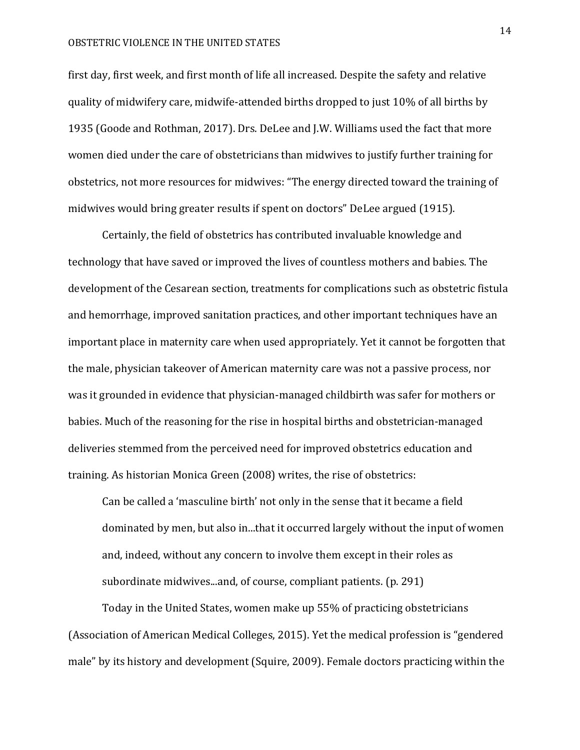first day, first week, and first month of life all increased. Despite the safety and relative quality of midwifery care, midwife-attended births dropped to just 10% of all births by 1935 (Goode and Rothman, 2017). Drs. DeLee and J.W. Williams used the fact that more women died under the care of obstetricians than midwives to justify further training for obstetrics, not more resources for midwives: "The energy directed toward the training of midwives would bring greater results if spent on doctors" DeLee argued (1915).

Certainly, the field of obstetrics has contributed invaluable knowledge and technology that have saved or improved the lives of countless mothers and babies. The development of the Cesarean section, treatments for complications such as obstetric fistula and hemorrhage, improved sanitation practices, and other important techniques have an important place in maternity care when used appropriately. Yet it cannot be forgotten that the male, physician takeover of American maternity care was not a passive process, nor was it grounded in evidence that physician-managed childbirth was safer for mothers or babies. Much of the reasoning for the rise in hospital births and obstetrician-managed deliveries stemmed from the perceived need for improved obstetrics education and training. As historian Monica Green (2008) writes, the rise of obstetrics:

> Can be called a 'masculine birth' not only in the sense that it became a field dominated by men, but also in...that it occurred largely without the input of women and, indeed, without any concern to involve them except in their roles as subordinate midwives...and, of course, compliant patients. (p. 291)

Today in the United States, women make up 55% of practicing obstetricians (Association of American Medical Colleges, 2015). Yet the medical profession is "gendered male" by its history and development (Squire, 2009). Female doctors practicing within the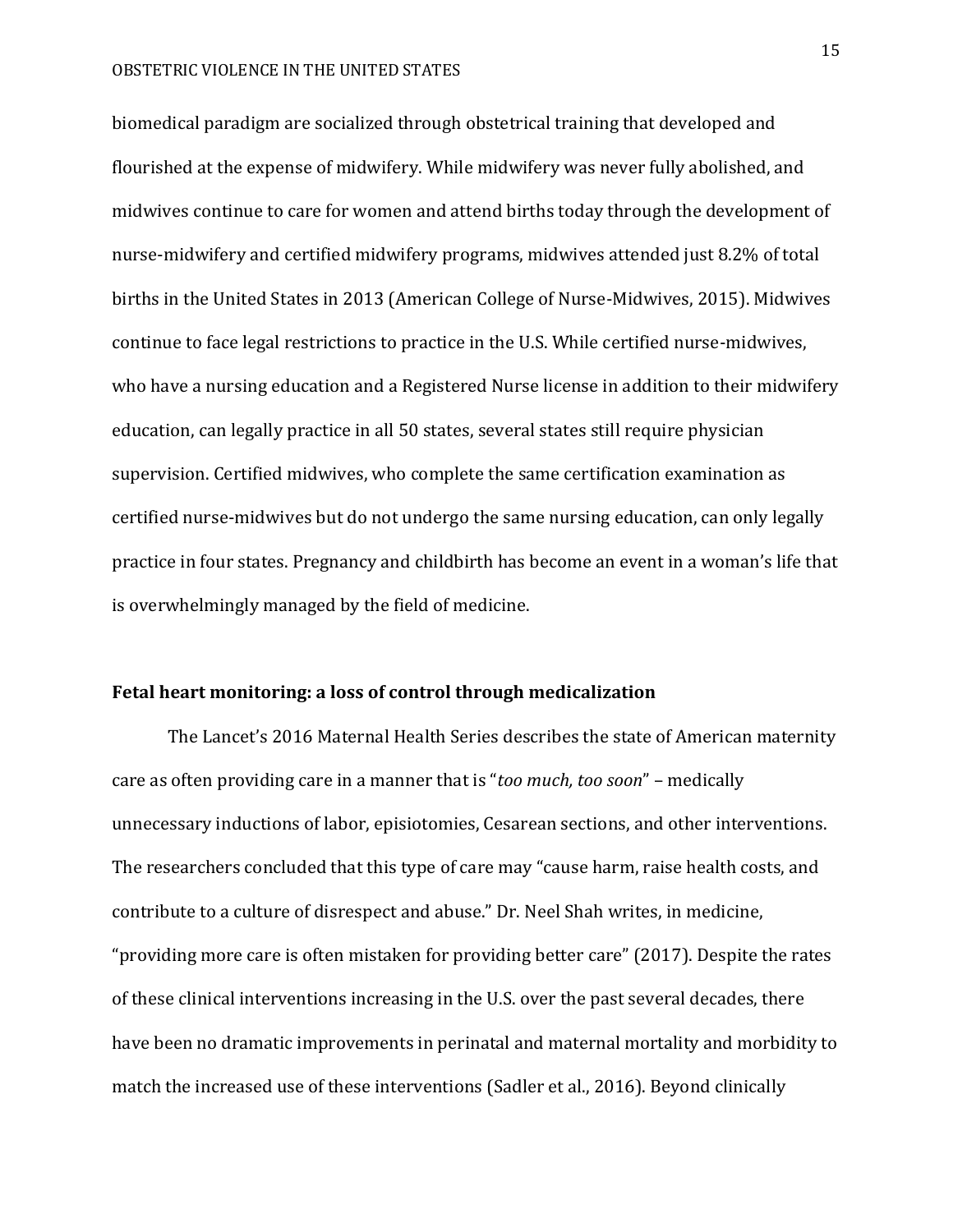biomedical paradigm are socialized through obstetrical training that developed and flourished at the expense of midwifery. While midwifery was never fully abolished, and midwives continue to care for women and attend births today through the development of nurse-midwifery and certified midwifery programs, midwives attended just 8.2% of total births in the United States in 2013 (American College of Nurse-Midwives, 2015). Midwives continue to face legal restrictions to practice in the U.S. While certified nurse-midwives, who have a nursing education and a Registered Nurse license in addition to their midwifery education, can legally practice in all 50 states, several states still require physician supervision. Certified midwives, who complete the same certification examination as certified nurse-midwives but do not undergo the same nursing education, can only legally practice in four states. Pregnancy and childbirth has become an event in a woman's life that is overwhelmingly managed by the field of medicine.

**Fetal heart monitoring: a loss of control through medicalization**

The Lancet's 2016 Maternal Health Series describes the state of American maternity care as often providing care in a manner that is "*too much, too soon*" – medically unnecessary inductions of labor, episiotomies, Cesarean sections, and other interventions. The researchers concluded that this type of care may "cause harm, raise health costs, and contribute to a culture of disrespect and abuse." Dr. Neel Shah writes, in medicine, "providing more care is often mistaken for providing better care" (2017). Despite the rates of these clinical interventions increasing in the U.S. over the past several decades, there have been no dramatic improvements in perinatal and maternal mortality and morbidity to match the increased use of these interventions (Sadler et al., 2016). Beyond clinically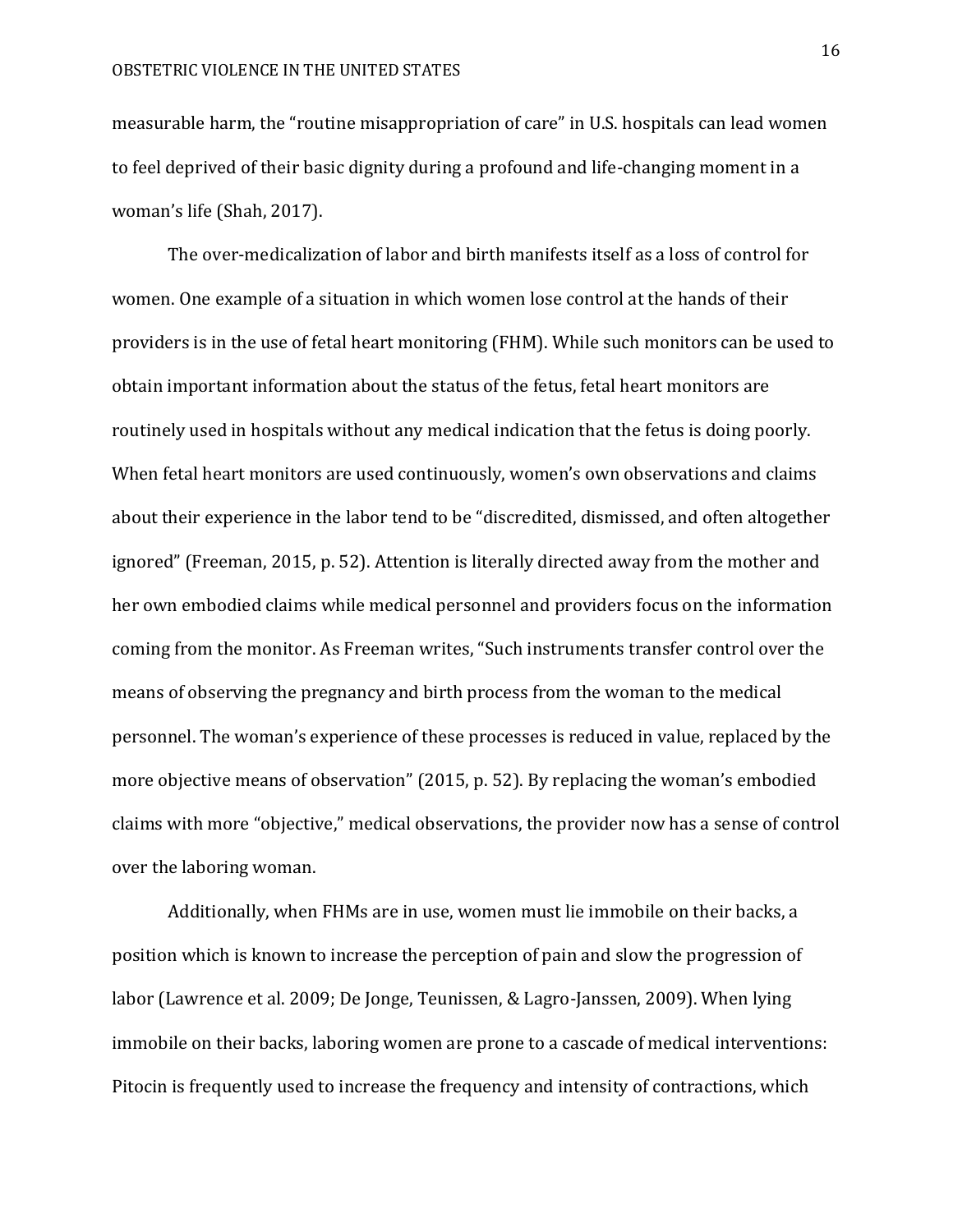measurable harm, the "routine misappropriation of care" in U.S. hospitals can lead women to feel deprived of their basic dignity during a profound and life-changing moment in a woman's life (Shah, 2017).

The over-medicalization of labor and birth manifests itself as a loss of control for women. One example of a situation in which women lose control at the hands of their providers is in the use of fetal heart monitoring (FHM). While such monitors can be used to obtain important information about the status of the fetus, fetal heart monitors are routinely used in hospitals without any medical indication that the fetus is doing poorly. When fetal heart monitors are used continuously, women's own observations and claims about their experience in the labor tend to be "discredited, dismissed, and often altogether ignored" (Freeman, 2015, p. 52). Attention is literally directed away from the mother and her own embodied claims while medical personnel and providers focus on the information coming from the monitor. As Freeman writes, "Such instruments transfer control over the means of observing the pregnancy and birth process from the woman to the medical personnel. The woman's experience of these processes is reduced in value, replaced by the more objective means of observation" (2015, p. 52). By replacing the woman's embodied claims with more "objective," medical observations, the provider now has a sense of control over the laboring woman.

Additionally, when FHMs are in use, women must lie immobile on their backs, a position which is known to increase the perception of pain and slow the progression of labor (Lawrence et al. 2009; De Jonge, Teunissen, & Lagro-Janssen, 2009). When lying immobile on their backs, laboring women are prone to a cascade of medical interventions: Pitocin is frequently used to increase the frequency and intensity of contractions, which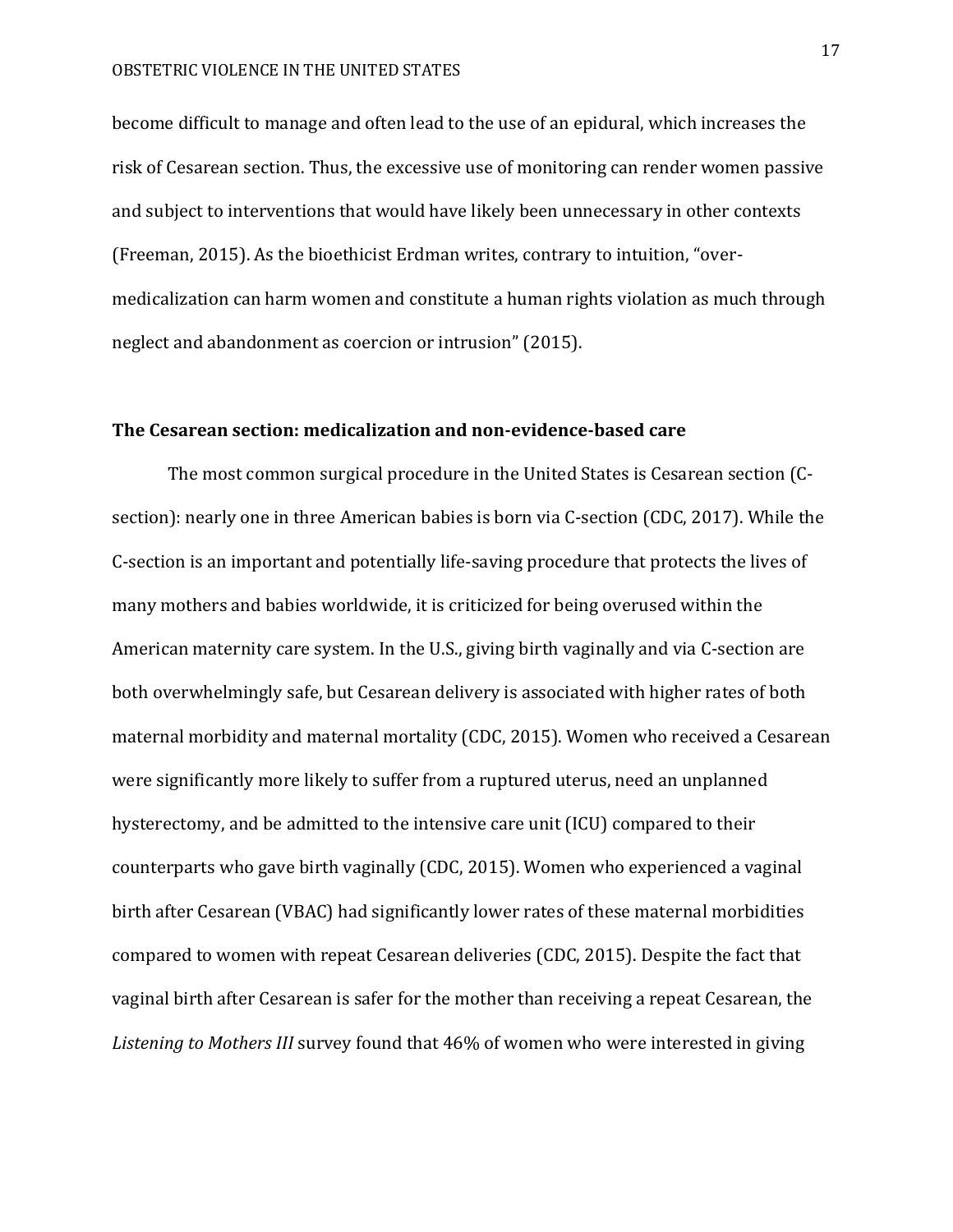become difficult to manage and often lead to the use of an epidural, which increases the risk of Cesarean section. Thus, the excessive use of monitoring can render women passive and subject to interventions that would have likely been unnecessary in other contexts (Freeman, 2015). As the bioethicist Erdman writes, contrary to intuition, "over-medicalization can harm women and constitute a human rights violation as much through neglect and abandonment as coercion or intrusion" (2015).

### The Cesarean section: medicalization and non-evidence-based care

The most common surgical procedure in the United States is Cesarean section (C-section): nearly one in three American babies is born via C-section (CDC, 2017). While the C-section is an important and potentially life-saving procedure that protects the lives of many mothers and babies worldwide, it is criticized for being overused within the American maternity care system. In the U.S., giving birth vaginally and via C-section are both overwhelmingly safe, but Cesarean delivery is associated with higher rates of both maternal morbidity and maternal mortality (CDC, 2015). Women who received a Cesarean were significantly more likely to suffer from a ruptured uterus, need an unplanned hysterectomy, and be admitted to the intensive care unit (ICU) compared to their counterparts who gave birth vaginally (CDC, 2015). Women who experienced a vaginal birth after Cesarean (VBAC) had significantly lower rates of these maternal morbidities compared to women with repeat Cesarean deliveries (CDC, 2015). Despite the fact that vaginal birth after Cesarean is safer for the mother than receiving a repeat Cesarean, the *Listening to Mothers III* survey found that 46% of women who were interested in giving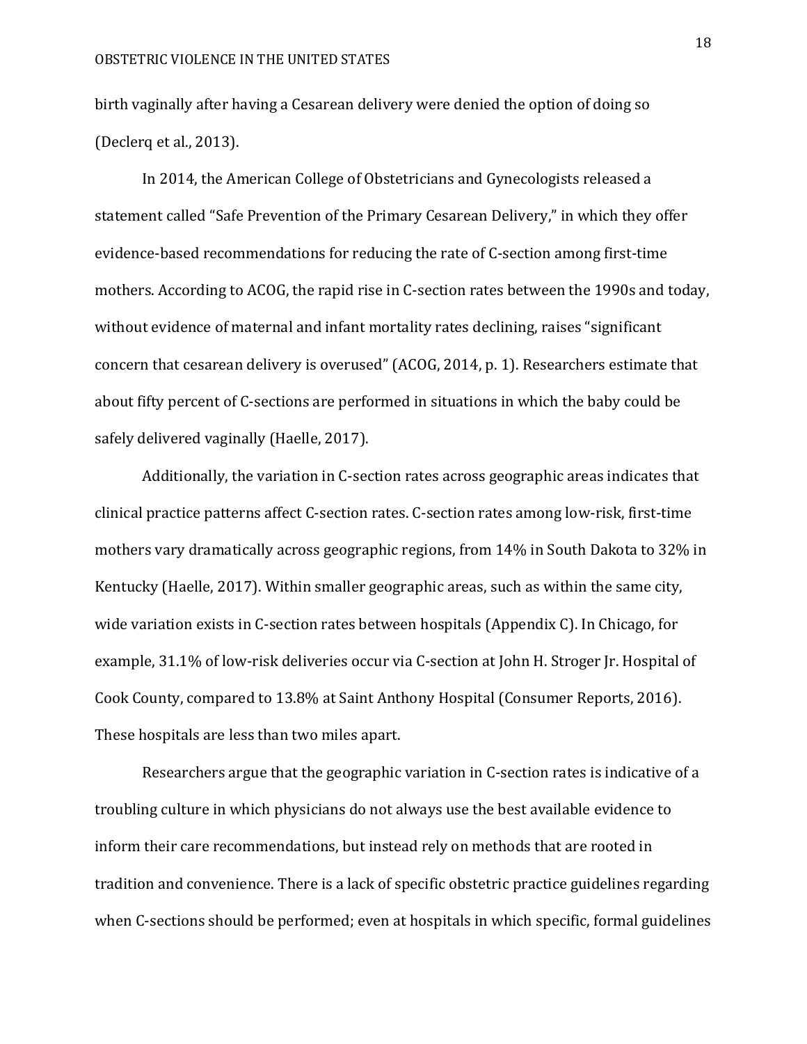birth vaginally after having a Cesarean delivery were denied the option of doing so (Declerq et al., 2013).

In 2014, the American College of Obstetricians and Gynecologists released a statement called "Safe Prevention of the Primary Cesarean Delivery," in which they offer evidence-based recommendations for reducing the rate of C-section among first-time mothers. According to ACOG, the rapid rise in C-section rates between the 1990s and today, without evidence of maternal and infant mortality rates declining, raises "significant concern that cesarean delivery is overused" (ACOG, 2014, p. 1). Researchers estimate that about fifty percent of C-sections are performed in situations in which the baby could be safely delivered vaginally (Haelle, 2017).

Additionally, the variation in C-section rates across geographic areas indicates that clinical practice patterns affect C-section rates. C-section rates among low-risk, first-time mothers vary dramatically across geographic regions, from 14% in South Dakota to 32% in Kentucky (Haelle, 2017). Within smaller geographic areas, such as within the same city, wide variation exists in C-section rates between hospitals (Appendix C). In Chicago, for example, 31.1% of low-risk deliveries occur via C-section at John H. Stroger Jr. Hospital of Cook County, compared to 13.8% at Saint Anthony Hospital (Consumer Reports, 2016). These hospitals are less than two miles apart.

Researchers argue that the geographic variation in C-section rates is indicative of a troubling culture in which physicians do not always use the best available evidence to inform their care recommendations, but instead rely on methods that are rooted in tradition and convenience. There is a lack of specific obstetric practice guidelines regarding when C-sections should be performed; even at hospitals in which specific, formal guidelines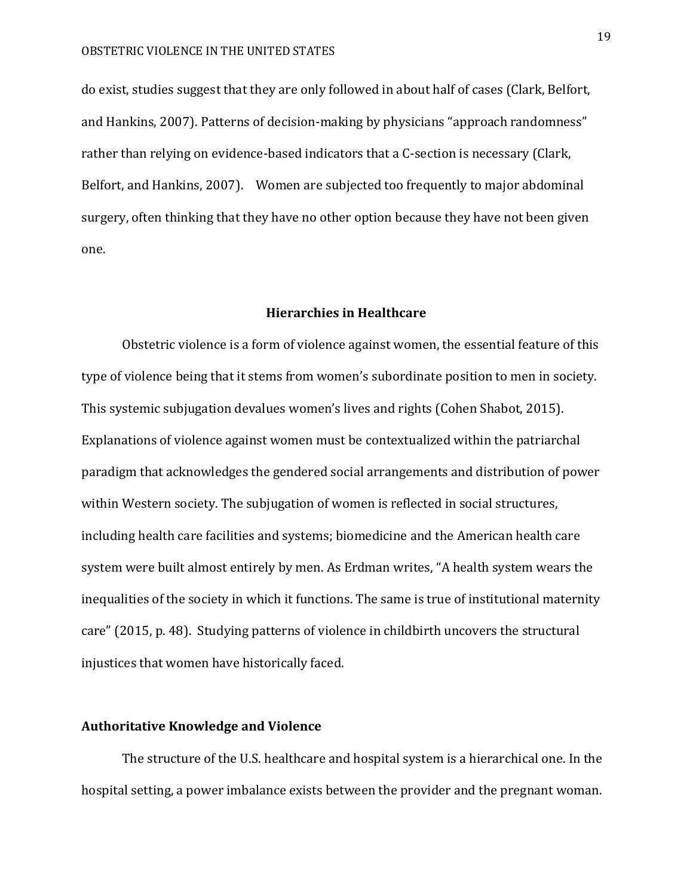do exist, studies suggest that they are only followed in about half of cases (Clark, Belfort, and Hankins, 2007). Patterns of decision-making by physicians "approach randomness" rather than relying on evidence-based indicators that a C-section is necessary (Clark, Belfort, and Hankins, 2007). Women are subjected too frequently to major abdominal surgery, often thinking that they have no other option because they have not been given one.

## Hierarchies in Healthcare

Obstetric violence is a form of violence against women, the essential feature of this type of violence being that it stems from women's subordinate position to men in society. This systemic subjugation devalues women's lives and rights (Cohen Shabot, 2015). Explanations of violence against women must be contextualized within the patriarchal paradigm that acknowledges the gendered social arrangements and distribution of power within Western society. The subjugation of women is reflected in social structures, including health care facilities and systems; biomedicine and the American health care system were built almost entirely by men. As Erdman writes, "A health system wears the inequalities of the society in which it functions. The same is true of institutional maternity care" (2015, p. 48). Studying patterns of violence in childbirth uncovers the structural injustices that women have historically faced.

### Authoritative Knowledge and Violence

The structure of the U.S. healthcare and hospital system is a hierarchical one. In the hospital setting, a power imbalance exists between the provider and the pregnant woman.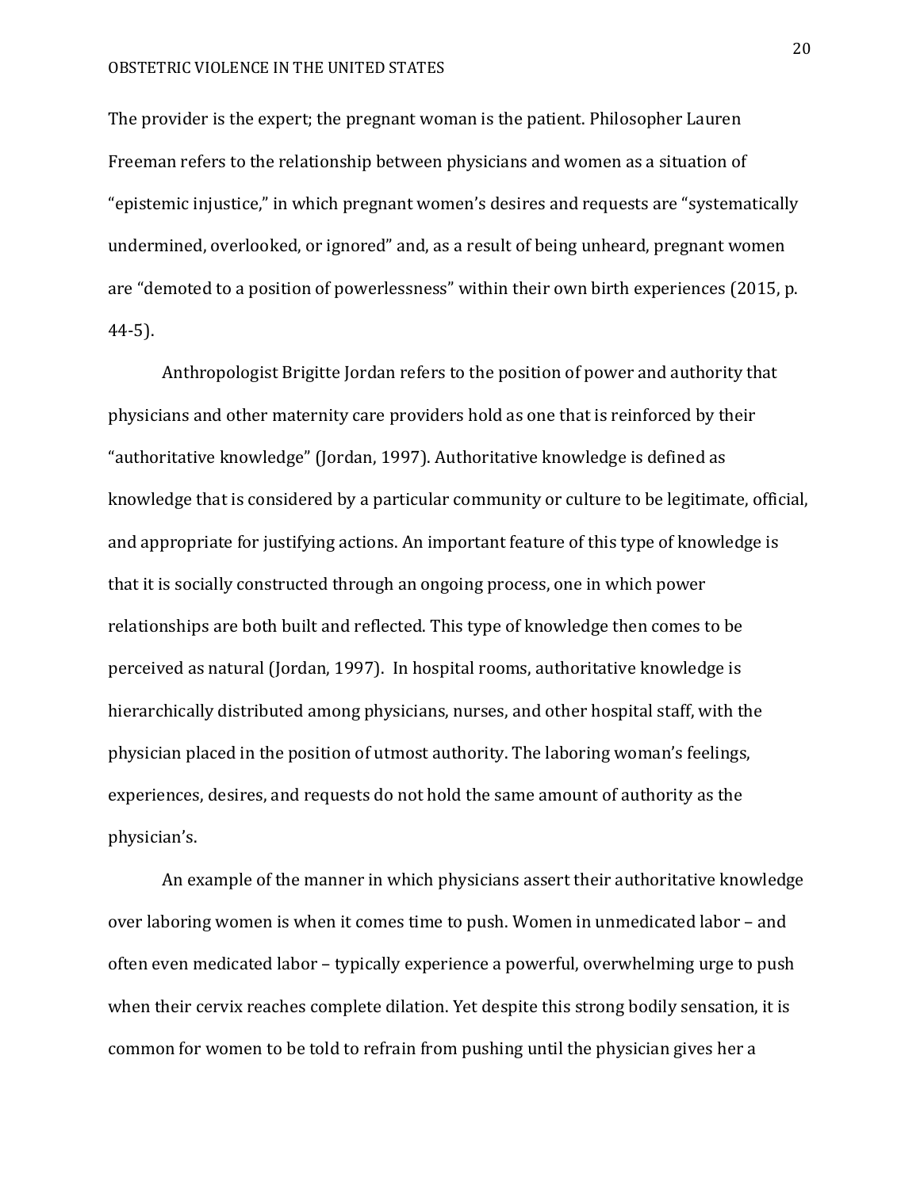The provider is the expert; the pregnant woman is the patient. Philosopher Lauren Freeman refers to the relationship between physicians and women as a situation of "epistemic injustice," in which pregnant women's desires and requests are "systematically undermined, overlooked, or ignored" and, as a result of being unheard, pregnant women are "demoted to a position of powerlessness" within their own birth experiences (2015, p. 44-5).

Anthropologist Brigitte Jordan refers to the position of power and authority that physicians and other maternity care providers hold as one that is reinforced by their "authoritative knowledge" (Jordan, 1997). Authoritative knowledge is defined as knowledge that is considered by a particular community or culture to be legitimate, official, and appropriate for justifying actions. An important feature of this type of knowledge is that it is socially constructed through an ongoing process, one in which power relationships are both built and reflected. This type of knowledge then comes to be perceived as natural (Jordan, 1997). In hospital rooms, authoritative knowledge is hierarchically distributed among physicians, nurses, and other hospital staff, with the physician placed in the position of utmost authority. The laboring woman's feelings, experiences, desires, and requests do not hold the same amount of authority as the physician's.

An example of the manner in which physicians assert their authoritative knowledge over laboring women is when it comes time to push. Women in unmedicated labor – and often even medicated labor – typically experience a powerful, overwhelming urge to push when their cervix reaches complete dilation. Yet despite this strong bodily sensation, it is common for women to be told to refrain from pushing until the physician gives her a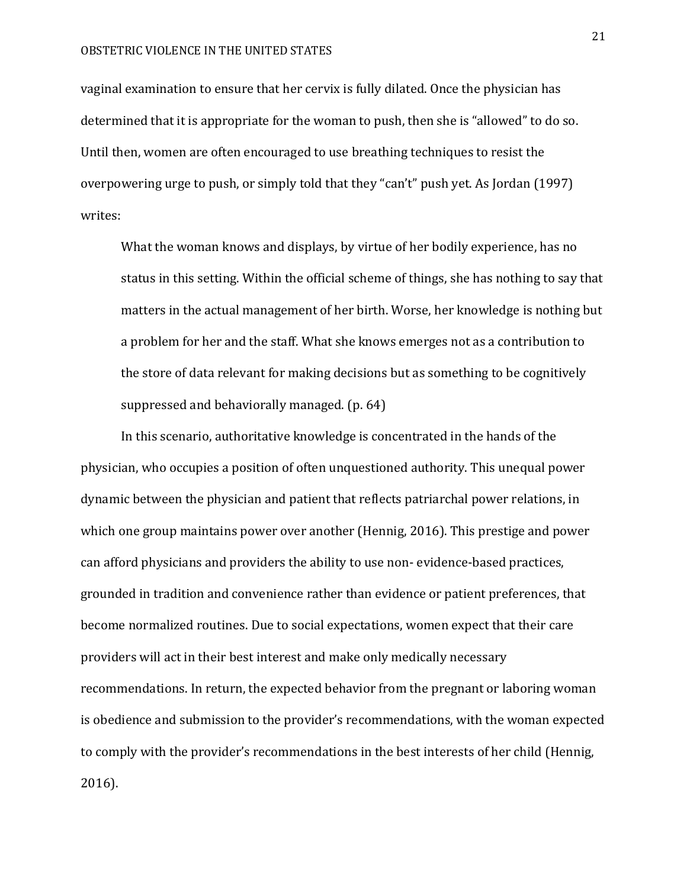vaginal examination to ensure that her cervix is fully dilated. Once the physician has determined that it is appropriate for the woman to push, then she is "allowed" to do so. Until then, women are often encouraged to use breathing techniques to resist the overpowering urge to push, or simply told that they "can't" push yet. As Jordan (1997) writes:

> What the woman knows and displays, by virtue of her bodily experience, has no status in this setting. Within the official scheme of things, she has nothing to say that matters in the actual management of her birth. Worse, her knowledge is nothing but a problem for her and the staff. What she knows emerges not as a contribution to the store of data relevant for making decisions but as something to be cognitively suppressed and behaviorally managed. (p. 64)

In this scenario, authoritative knowledge is concentrated in the hands of the physician, who occupies a position of often unquestioned authority. This unequal power dynamic between the physician and patient that reflects patriarchal power relations, in which one group maintains power over another (Hennig, 2016). This prestige and power can afford physicians and providers the ability to use non- evidence-based practices, grounded in tradition and convenience rather than evidence or patient preferences, that become normalized routines. Due to social expectations, women expect that their care providers will act in their best interest and make only medically necessary recommendations. In return, the expected behavior from the pregnant or laboring woman is obedience and submission to the provider's recommendations, with the woman expected to comply with the provider's recommendations in the best interests of her child (Hennig, 2016).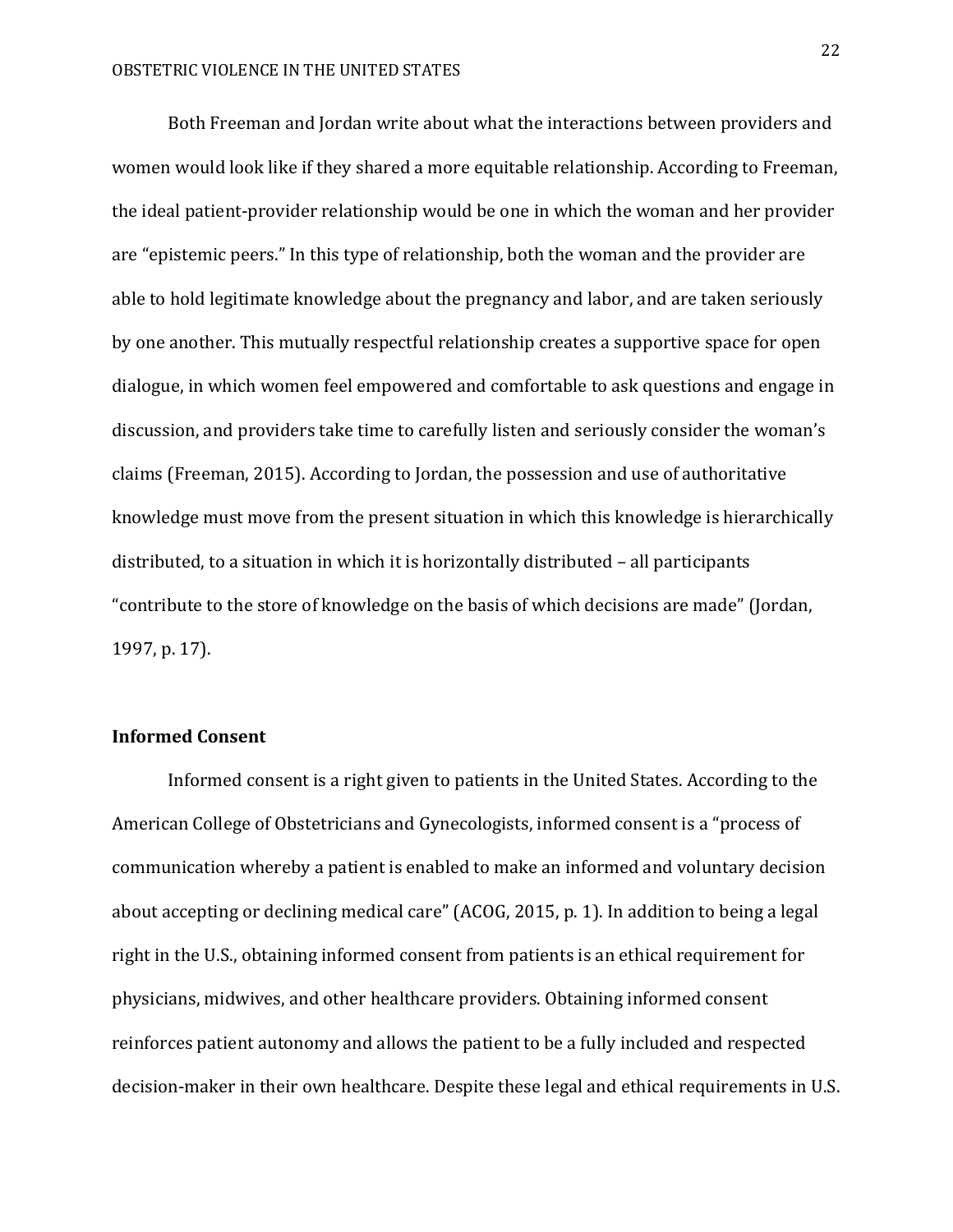Both Freeman and Jordan write about what the interactions between providers and women would look like if they shared a more equitable relationship. According to Freeman, the ideal patient-provider relationship would be one in which the woman and her provider are "epistemic peers." In this type of relationship, both the woman and the provider are able to hold legitimate knowledge about the pregnancy and labor, and are taken seriously by one another. This mutually respectful relationship creates a supportive space for open dialogue, in which women feel empowered and comfortable to ask questions and engage in discussion, and providers take time to carefully listen and seriously consider the woman's claims (Freeman, 2015). According to Jordan, the possession and use of authoritative knowledge must move from the present situation in which this knowledge is hierarchically distributed, to a situation in which it is horizontally distributed – all participants "contribute to the store of knowledge on the basis of which decisions are made" (Jordan, 1997, p. 17).

**Informed Consent**

Informed consent is a right given to patients in the United States. According to the American College of Obstetricians and Gynecologists, informed consent is a "process of communication whereby a patient is enabled to make an informed and voluntary decision about accepting or declining medical care" (ACOG, 2015, p. 1). In addition to being a legal right in the U.S., obtaining informed consent from patients is an ethical requirement for physicians, midwives, and other healthcare providers. Obtaining informed consent reinforces patient autonomy and allows the patient to be a fully included and respected decision-maker in their own healthcare. Despite these legal and ethical requirements in U.S.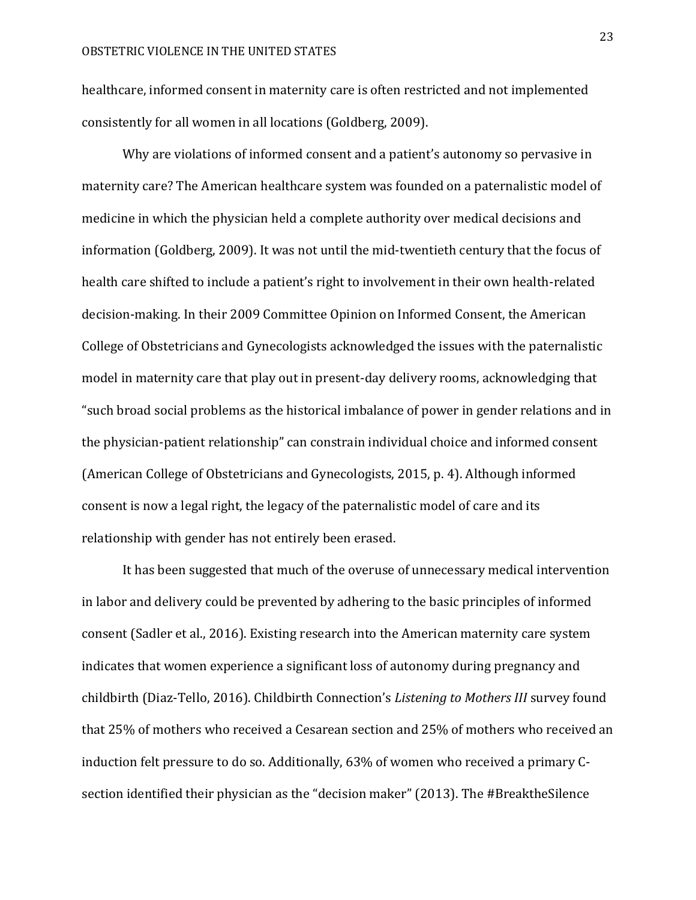healthcare, informed consent in maternity care is often restricted and not implemented consistently for all women in all locations (Goldberg, 2009).

Why are violations of informed consent and a patient's autonomy so pervasive in maternity care? The American healthcare system was founded on a paternalistic model of medicine in which the physician held a complete authority over medical decisions and information (Goldberg, 2009). It was not until the mid-twentieth century that the focus of health care shifted to include a patient's right to involvement in their own health-related decision-making. In their 2009 Committee Opinion on Informed Consent, the American College of Obstetricians and Gynecologists acknowledged the issues with the paternalistic model in maternity care that play out in present-day delivery rooms, acknowledging that "such broad social problems as the historical imbalance of power in gender relations and in the physician-patient relationship" can constrain individual choice and informed consent (American College of Obstetricians and Gynecologists, 2015, p. 4). Although informed consent is now a legal right, the legacy of the paternalistic model of care and its relationship with gender has not entirely been erased.

It has been suggested that much of the overuse of unnecessary medical intervention in labor and delivery could be prevented by adhering to the basic principles of informed consent (Sadler et al., 2016). Existing research into the American maternity care system indicates that women experience a significant loss of autonomy during pregnancy and childbirth (Diaz-Tello, 2016). Childbirth Connection's *Listening to Mothers III* survey found that 25% of mothers who received a Cesarean section and 25% of mothers who received an induction felt pressure to do so. Additionally, 63% of women who received a primary C-section identified their physician as the "decision maker" (2013). The #BreaktheSilence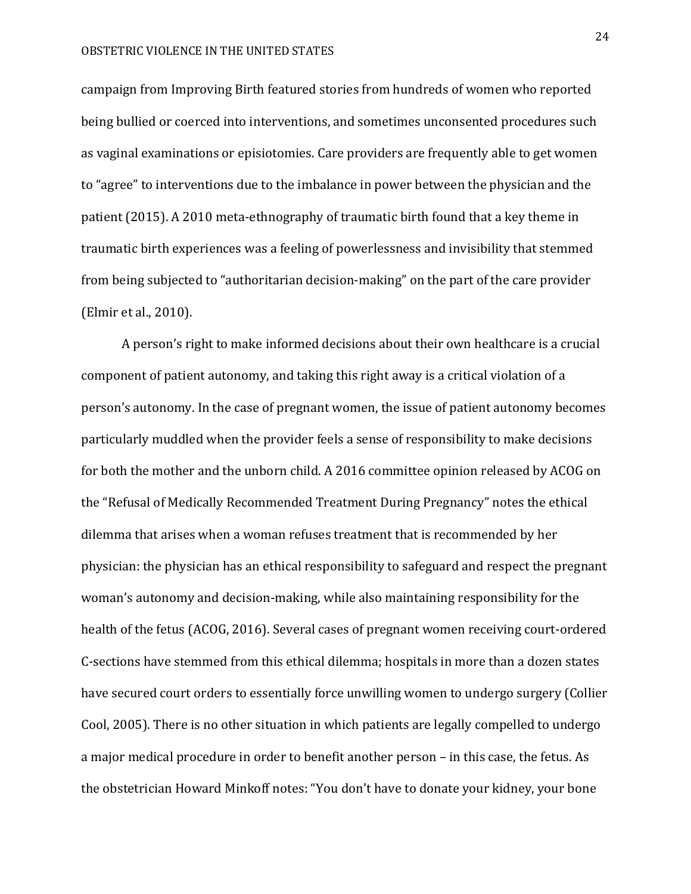campaign from Improving Birth featured stories from hundreds of women who reported being bullied or coerced into interventions, and sometimes unconsented procedures such as vaginal examinations or episiotomies. Care providers are frequently able to get women to "agree" to interventions due to the imbalance in power between the physician and the patient (2015). A 2010 meta-ethnography of traumatic birth found that a key theme in traumatic birth experiences was a feeling of powerlessness and invisibility that stemmed from being subjected to "authoritarian decision-making" on the part of the care provider (Elmir et al., 2010).

A person's right to make informed decisions about their own healthcare is a crucial component of patient autonomy, and taking this right away is a critical violation of a person's autonomy. In the case of pregnant women, the issue of patient autonomy becomes particularly muddled when the provider feels a sense of responsibility to make decisions for both the mother and the unborn child. A 2016 committee opinion released by ACOG on the "Refusal of Medically Recommended Treatment During Pregnancy" notes the ethical dilemma that arises when a woman refuses treatment that is recommended by her physician: the physician has an ethical responsibility to safeguard and respect the pregnant woman's autonomy and decision-making, while also maintaining responsibility for the health of the fetus (ACOG, 2016). Several cases of pregnant women receiving court-ordered C-sections have stemmed from this ethical dilemma; hospitals in more than a dozen states have secured court orders to essentially force unwilling women to undergo surgery (Collier Cool, 2005). There is no other situation in which patients are legally compelled to undergo a major medical procedure in order to benefit another person – in this case, the fetus. As the obstetrician Howard Minkoff notes: "You don't have to donate your kidney, your bone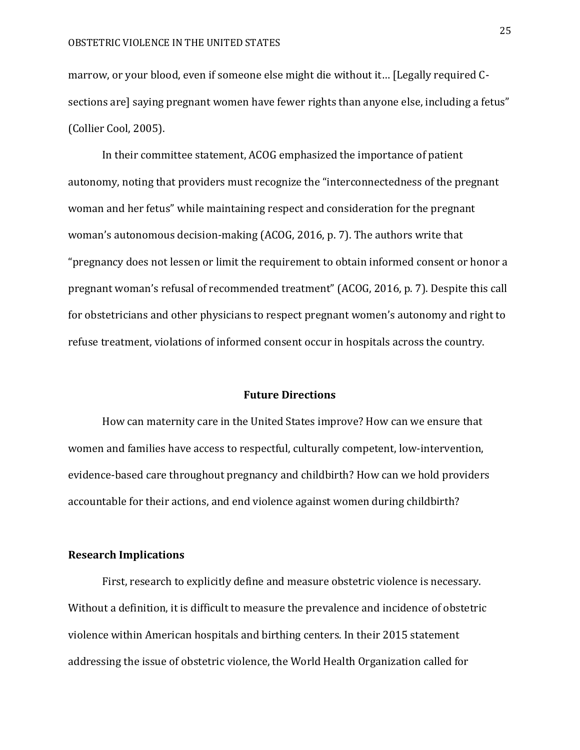marrow, or your blood, even if someone else might die without it… [Legally required C-sections are] saying pregnant women have fewer rights than anyone else, including a fetus" (Collier Cool, 2005).

In their committee statement, ACOG emphasized the importance of patient autonomy, noting that providers must recognize the "interconnectedness of the pregnant woman and her fetus" while maintaining respect and consideration for the pregnant woman's autonomous decision-making (ACOG, 2016, p. 7). The authors write that "pregnancy does not lessen or limit the requirement to obtain informed consent or honor a pregnant woman's refusal of recommended treatment" (ACOG, 2016, p. 7). Despite this call for obstetricians and other physicians to respect pregnant women's autonomy and right to refuse treatment, violations of informed consent occur in hospitals across the country.

## Future Directions

How can maternity care in the United States improve? How can we ensure that women and families have access to respectful, culturally competent, low-intervention, evidence-based care throughout pregnancy and childbirth? How can we hold providers accountable for their actions, and end violence against women during childbirth?

### Research Implications

First, research to explicitly define and measure obstetric violence is necessary. Without a definition, it is difficult to measure the prevalence and incidence of obstetric violence within American hospitals and birthing centers. In their 2015 statement addressing the issue of obstetric violence, the World Health Organization called for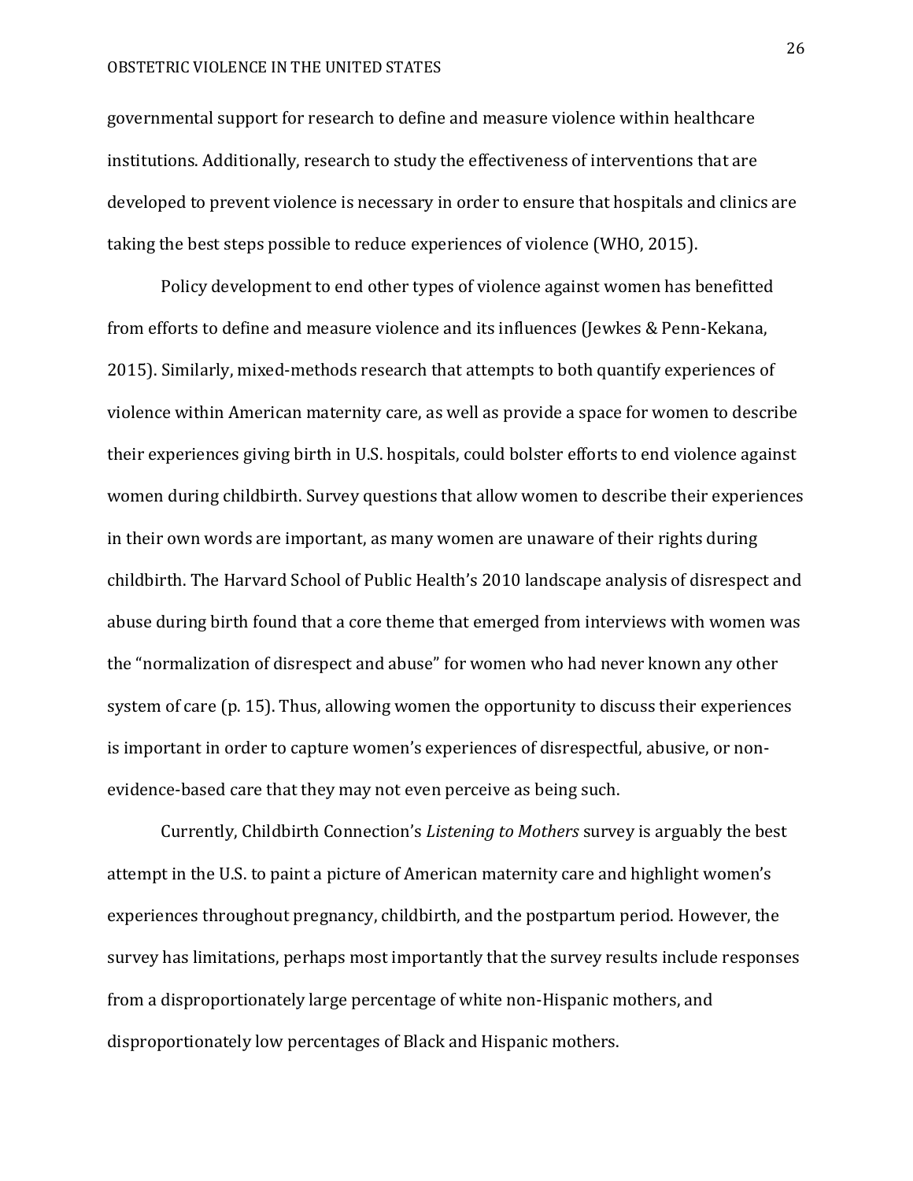governmental support for research to define and measure violence within healthcare institutions. Additionally, research to study the effectiveness of interventions that are developed to prevent violence is necessary in order to ensure that hospitals and clinics are taking the best steps possible to reduce experiences of violence (WHO, 2015).

Policy development to end other types of violence against women has benefitted from efforts to define and measure violence and its influences (Jewkes & Penn-Kekana, 2015). Similarly, mixed-methods research that attempts to both quantify experiences of violence within American maternity care, as well as provide a space for women to describe their experiences giving birth in U.S. hospitals, could bolster efforts to end violence against women during childbirth. Survey questions that allow women to describe their experiences in their own words are important, as many women are unaware of their rights during childbirth. The Harvard School of Public Health's 2010 landscape analysis of disrespect and abuse during birth found that a core theme that emerged from interviews with women was the "normalization of disrespect and abuse" for women who had never known any other system of care (p. 15). Thus, allowing women the opportunity to discuss their experiences is important in order to capture women's experiences of disrespectful, abusive, or non-evidence-based care that they may not even perceive as being such.

Currently, Childbirth Connection's *Listening to Mothers* survey is arguably the best attempt in the U.S. to paint a picture of American maternity care and highlight women's experiences throughout pregnancy, childbirth, and the postpartum period. However, the survey has limitations, perhaps most importantly that the survey results include responses from a disproportionately large percentage of white non-Hispanic mothers, and disproportionately low percentages of Black and Hispanic mothers.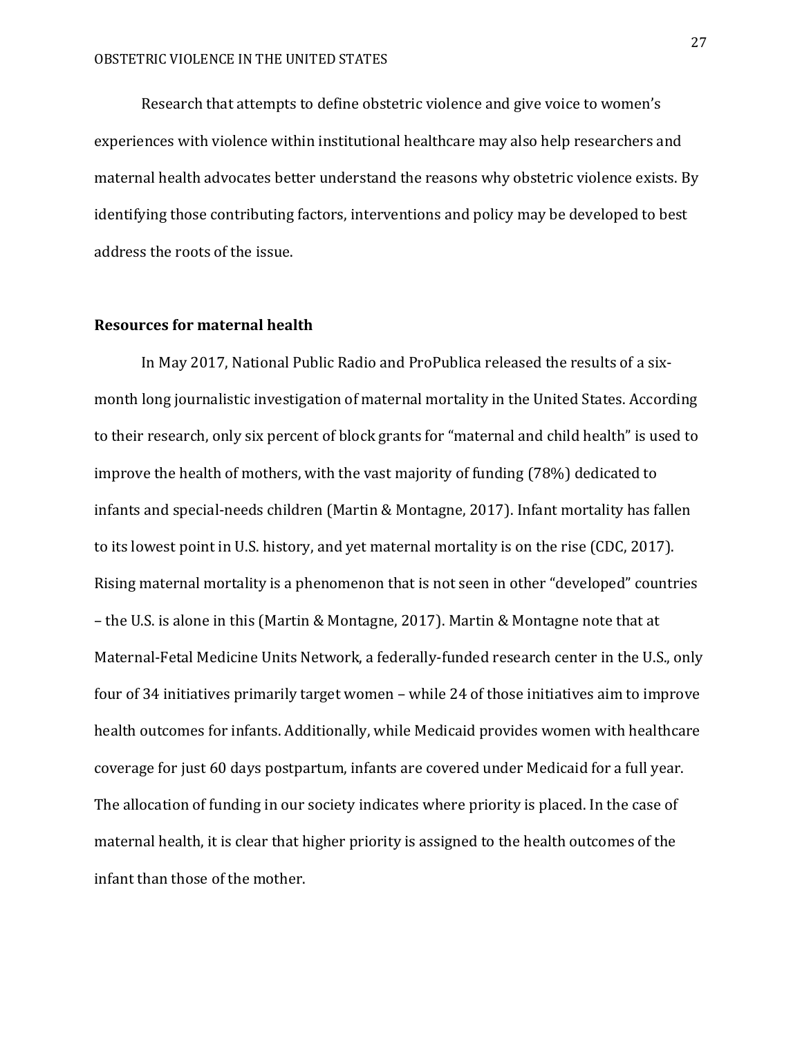Research that attempts to define obstetric violence and give voice to women's experiences with violence within institutional healthcare may also help researchers and maternal health advocates better understand the reasons why obstetric violence exists. By identifying those contributing factors, interventions and policy may be developed to best address the roots of the issue.

**Resources for maternal health**

In May 2017, National Public Radio and ProPublica released the results of a six-month long journalistic investigation of maternal mortality in the United States. According to their research, only six percent of block grants for "maternal and child health" is used to improve the health of mothers, with the vast majority of funding (78%) dedicated to infants and special-needs children (Martin & Montagne, 2017). Infant mortality has fallen to its lowest point in U.S. history, and yet maternal mortality is on the rise (CDC, 2017). Rising maternal mortality is a phenomenon that is not seen in other "developed" countries – the U.S. is alone in this (Martin & Montagne, 2017). Martin & Montagne note that at Maternal-Fetal Medicine Units Network, a federally-funded research center in the U.S., only four of 34 initiatives primarily target women – while 24 of those initiatives aim to improve health outcomes for infants. Additionally, while Medicaid provides women with healthcare coverage for just 60 days postpartum, infants are covered under Medicaid for a full year. The allocation of funding in our society indicates where priority is placed. In the case of maternal health, it is clear that higher priority is assigned to the health outcomes of the infant than those of the mother.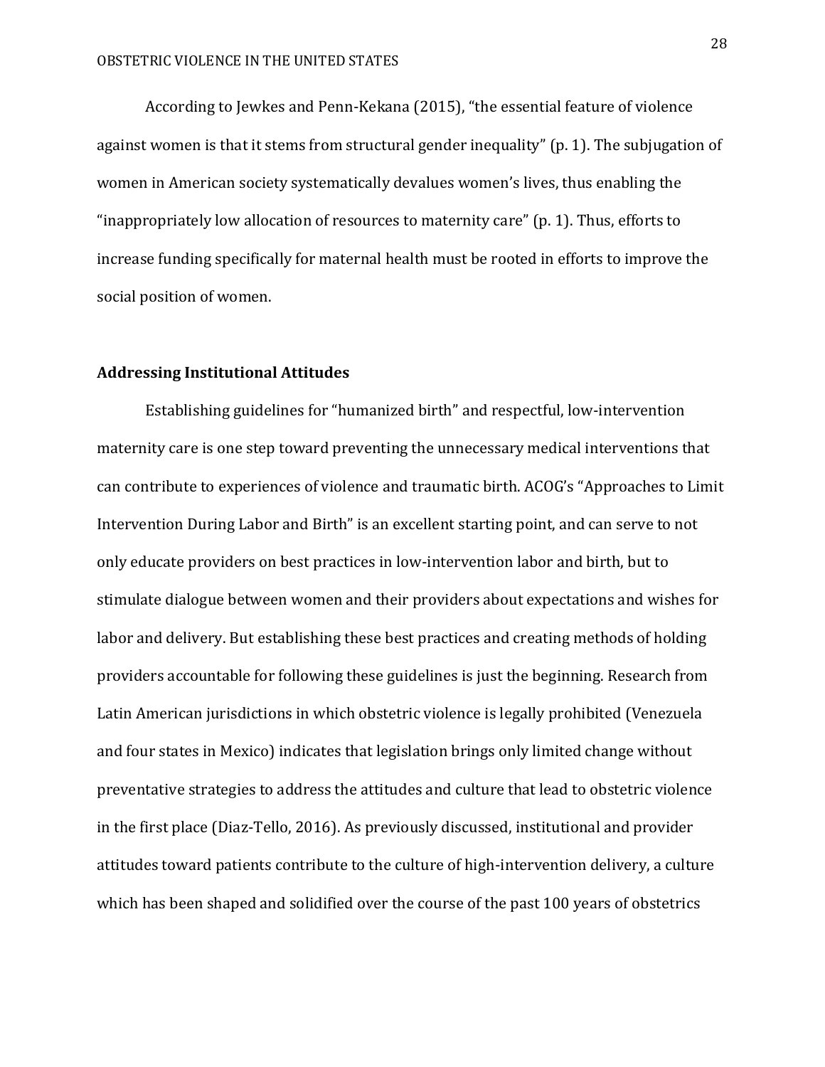According to Jewkes and Penn-Kekana (2015), "the essential feature of violence against women is that it stems from structural gender inequality" (p. 1). The subjugation of women in American society systematically devalues women's lives, thus enabling the "inappropriately low allocation of resources to maternity care" (p. 1). Thus, efforts to increase funding specifically for maternal health must be rooted in efforts to improve the social position of women.

## Addressing Institutional Attitudes

Establishing guidelines for "humanized birth" and respectful, low-intervention maternity care is one step toward preventing the unnecessary medical interventions that can contribute to experiences of violence and traumatic birth. ACOG's "Approaches to Limit Intervention During Labor and Birth" is an excellent starting point, and can serve to not only educate providers on best practices in low-intervention labor and birth, but to stimulate dialogue between women and their providers about expectations and wishes for labor and delivery. But establishing these best practices and creating methods of holding providers accountable for following these guidelines is just the beginning. Research from Latin American jurisdictions in which obstetric violence is legally prohibited (Venezuela and four states in Mexico) indicates that legislation brings only limited change without preventative strategies to address the attitudes and culture that lead to obstetric violence in the first place (Diaz-Tello, 2016). As previously discussed, institutional and provider attitudes toward patients contribute to the culture of high-intervention delivery, a culture which has been shaped and solidified over the course of the past 100 years of obstetrics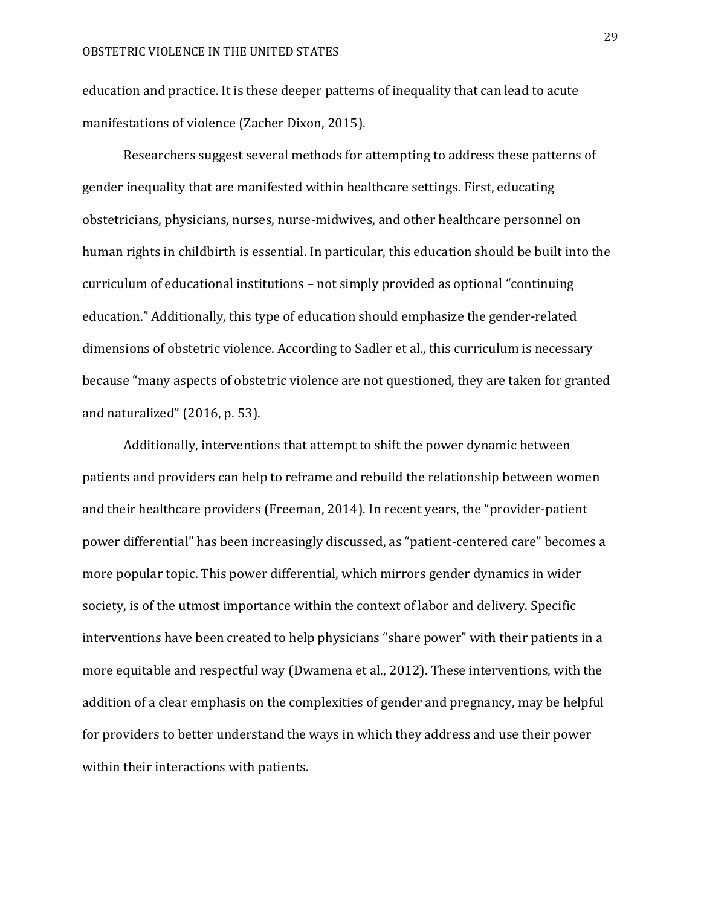education and practice. It is these deeper patterns of inequality that can lead to acute manifestations of violence (Zacher Dixon, 2015).

Researchers suggest several methods for attempting to address these patterns of gender inequality that are manifested within healthcare settings. First, educating obstetricians, physicians, nurses, nurse-midwives, and other healthcare personnel on human rights in childbirth is essential. In particular, this education should be built into the curriculum of educational institutions – not simply provided as optional "continuing education." Additionally, this type of education should emphasize the gender-related dimensions of obstetric violence. According to Sadler et al., this curriculum is necessary because "many aspects of obstetric violence are not questioned, they are taken for granted and naturalized" (2016, p. 53).

Additionally, interventions that attempt to shift the power dynamic between patients and providers can help to reframe and rebuild the relationship between women and their healthcare providers (Freeman, 2014). In recent years, the "provider-patient power differential" has been increasingly discussed, as "patient-centered care" becomes a more popular topic. This power differential, which mirrors gender dynamics in wider society, is of the utmost importance within the context of labor and delivery. Specific interventions have been created to help physicians "share power" with their patients in a more equitable and respectful way (Dwamena et al., 2012). These interventions, with the addition of a clear emphasis on the complexities of gender and pregnancy, may be helpful for providers to better understand the ways in which they address and use their power within their interactions with patients.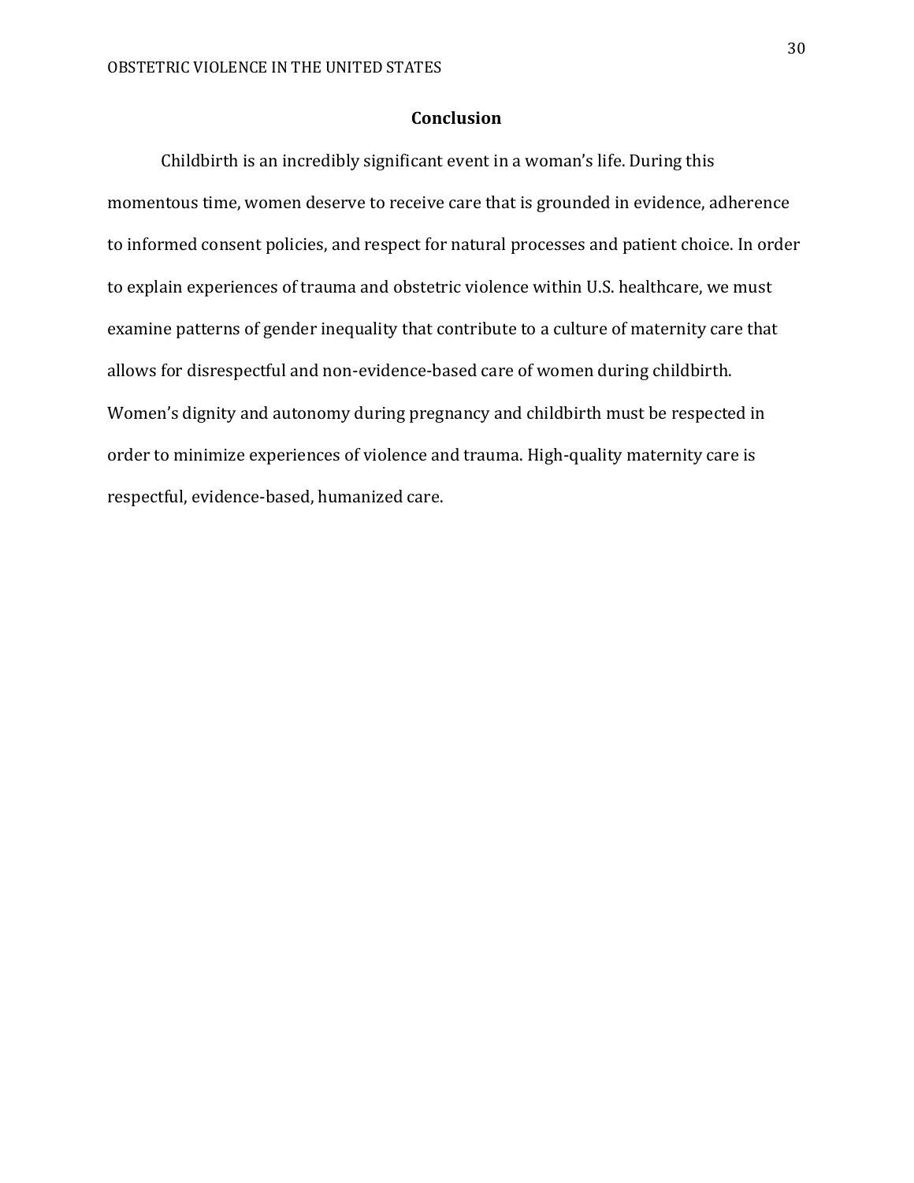## Conclusion

Childbirth is an incredibly significant event in a woman's life. During this momentous time, women deserve to receive care that is grounded in evidence, adherence to informed consent policies, and respect for natural processes and patient choice. In order to explain experiences of trauma and obstetric violence within U.S. healthcare, we must examine patterns of gender inequality that contribute to a culture of maternity care that allows for disrespectful and non-evidence-based care of women during childbirth. Women's dignity and autonomy during pregnancy and childbirth must be respected in order to minimize experiences of violence and trauma. High-quality maternity care is respectful, evidence-based, humanized care.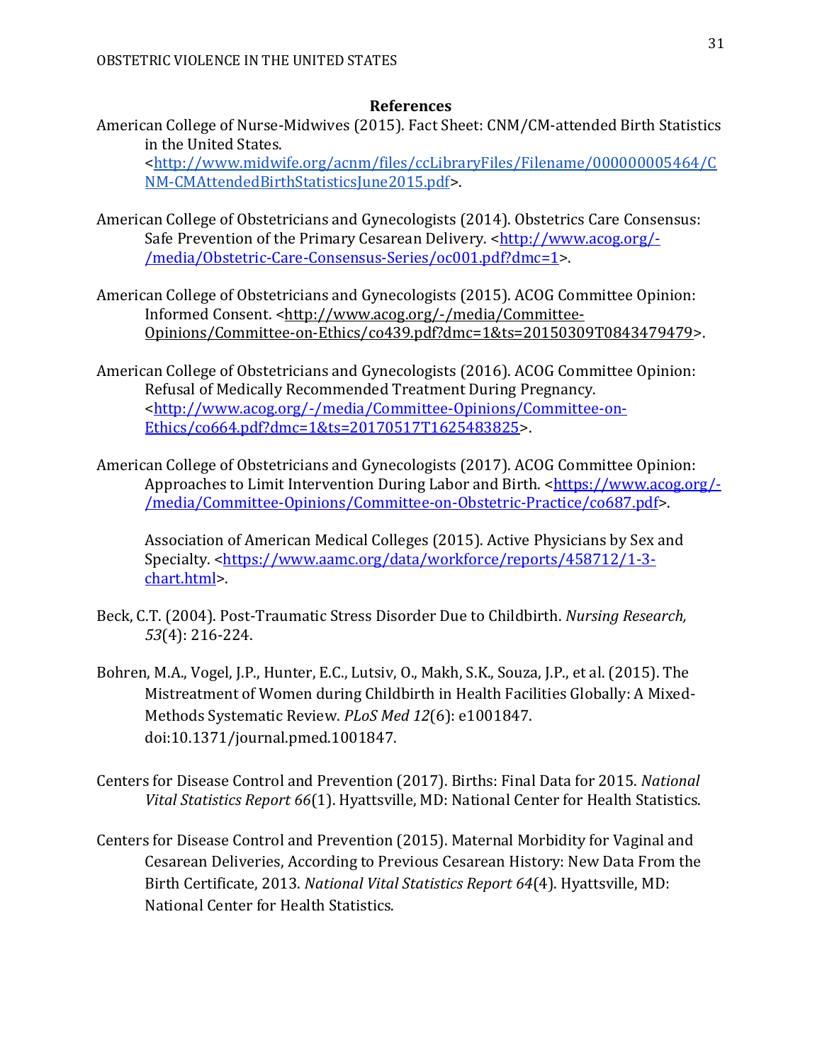## References

American College of Nurse-Midwives (2015). Fact Sheet: CNM/CM-attended Birth Statistics in the United States. <http://www.midwife.org/acnm/files/ccLibraryFiles/Filename/000000005464/CNM-CMAttendedBirthStatisticsJune2015.pdf>.

American College of Obstetricians and Gynecologists (2014). Obstetrics Care Consensus: Safe Prevention of the Primary Cesarean Delivery. <http://www.acog.org/-/media/Obstetric-Care-Consensus-Series/oc001.pdf?dmc=1>.

American College of Obstetricians and Gynecologists (2015). ACOG Committee Opinion: Informed Consent. <http://www.acog.org/-/media/Committee-Opinions/Committee-on-Ethics/co439.pdf?dmc=1&ts=20150309T0843479479>.

American College of Obstetricians and Gynecologists (2016). ACOG Committee Opinion: Refusal of Medically Recommended Treatment During Pregnancy. <http://www.acog.org/-/media/Committee-Opinions/Committee-on-Ethics/co664.pdf?dmc=1&ts=20170517T1625483825>.

American College of Obstetricians and Gynecologists (2017). ACOG Committee Opinion: Approaches to Limit Intervention During Labor and Birth. <https://www.acog.org/-/media/Committee-Opinions/Committee-on-Obstetric-Practice/co687.pdf>.

Association of American Medical Colleges (2015). Active Physicians by Sex and Specialty. <https://www.aamc.org/data/workforce/reports/458712/1-3-chart.html>.

Beck, C.T. (2004). Post-Traumatic Stress Disorder Due to Childbirth. *Nursing Research, 53*(4): 216-224.

Bohren, M.A., Vogel, J.P., Hunter, E.C., Lutsiv, O., Makh, S.K., Souza, J.P., et al. (2015). The Mistreatment of Women during Childbirth in Health Facilities Globally: A Mixed-Methods Systematic Review. *PLoS Med 12*(6): e1001847. doi:10.1371/journal.pmed.1001847.

Centers for Disease Control and Prevention (2017). Births: Final Data for 2015. *National Vital Statistics Report 66*(1). Hyattsville, MD: National Center for Health Statistics.

Centers for Disease Control and Prevention (2015). Maternal Morbidity for Vaginal and Cesarean Deliveries, According to Previous Cesarean History: New Data From the Birth Certificate, 2013. *National Vital Statistics Report 64*(4). Hyattsville, MD: National Center for Health Statistics.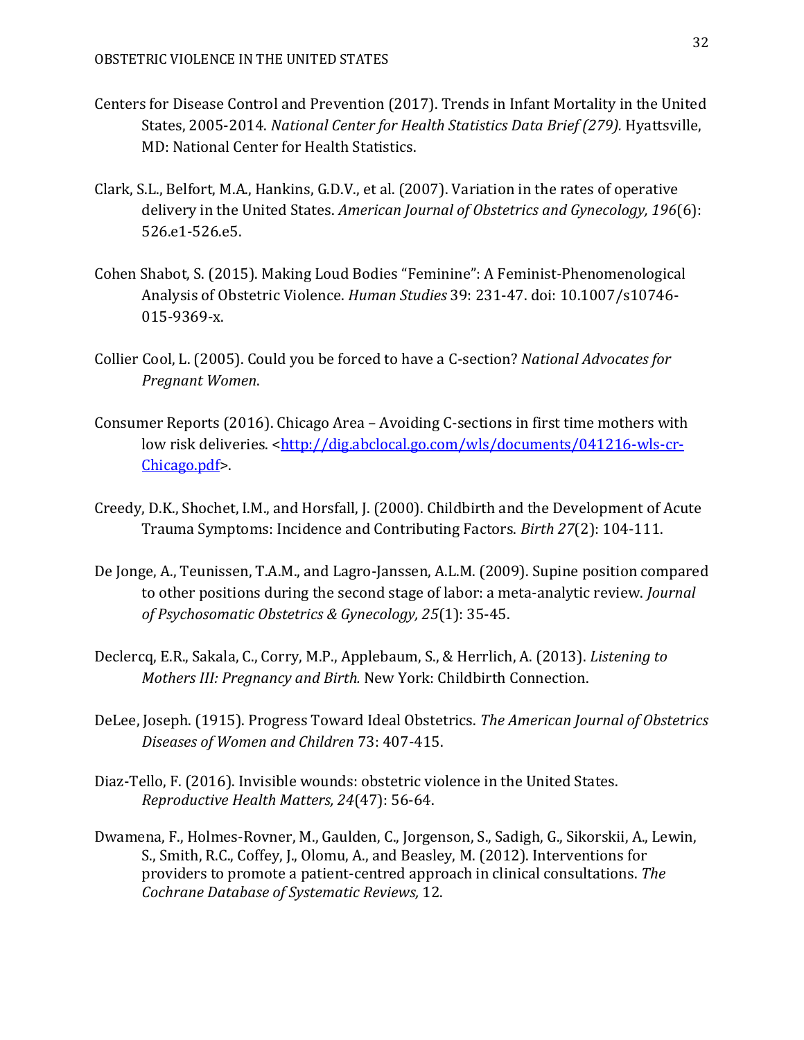Centers for Disease Control and Prevention (2017). Trends in Infant Mortality in the United States, 2005-2014. *National Center for Health Statistics Data Brief (279).* Hyattsville, MD: National Center for Health Statistics.

Clark, S.L., Belfort, M.A., Hankins, G.D.V., et al. (2007). Variation in the rates of operative delivery in the United States. *American Journal of Obstetrics and Gynecology, 196*(6): 526.e1-526.e5.

Cohen Shabot, S. (2015). Making Loud Bodies "Feminine": A Feminist-Phenomenological Analysis of Obstetric Violence. *Human Studies* 39: 231-47. doi: 10.1007/s10746-015-9369-x.

Collier Cool, L. (2005). Could you be forced to have a C-section? *National Advocates for Pregnant Women*.

Consumer Reports (2016). Chicago Area – Avoiding C-sections in first time mothers with low risk deliveries. <[http://dig.abclocal.go.com/wls/documents/041216-wls-cr-Chicago.pdf](http://dig.abclocal.go.com/wls/documents/041216-wls-cr-Chicago.pdf)>.

Creedy, D.K., Shochet, I.M., and Horsfall, J. (2000). Childbirth and the Development of Acute Trauma Symptoms: Incidence and Contributing Factors. *Birth 27*(2): 104-111.

De Jonge, A., Teunissen, T.A.M., and Lagro-Janssen, A.L.M. (2009). Supine position compared to other positions during the second stage of labor: a meta-analytic review. *Journal of Psychosomatic Obstetrics & Gynecology, 25*(1): 35-45.

Declercq, E.R., Sakala, C., Corry, M.P., Applebaum, S., & Herrlich, A. (2013). *Listening to Mothers III: Pregnancy and Birth.* New York: Childbirth Connection.

DeLee, Joseph. (1915). Progress Toward Ideal Obstetrics. *The American Journal of Obstetrics Diseases of Women and Children* 73: 407-415.

Diaz-Tello, F. (2016). Invisible wounds: obstetric violence in the United States. *Reproductive Health Matters, 24*(47): 56-64.

Dwamena, F., Holmes-Rovner, M., Gaulden, C., Jorgenson, S., Sadigh, G., Sikorskii, A., Lewin, S., Smith, R.C., Coffey, J., Olomu, A., and Beasley, M. (2012). Interventions for providers to promote a patient-centred approach in clinical consultations. *The Cochrane Database of Systematic Reviews,* 12.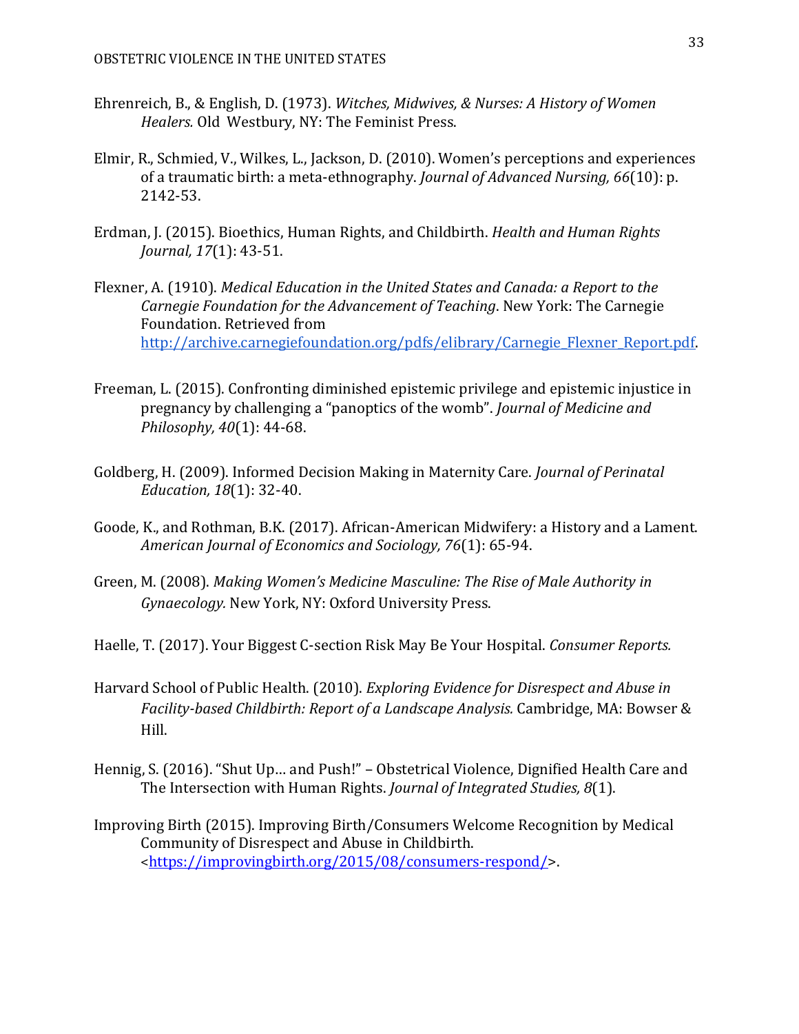Ehrenreich, B., & English, D. (1973). *Witches, Midwives, & Nurses: A History of Women Healers.* Old Westbury, NY: The Feminist Press.

Elmir, R., Schmied, V., Wilkes, L., Jackson, D. (2010). Women's perceptions and experiences of a traumatic birth: a meta-ethnography. *Journal of Advanced Nursing, 66*(10): p. 2142-53.

Erdman, J. (2015). Bioethics, Human Rights, and Childbirth. *Health and Human Rights Journal, 17*(1): 43-51.

Flexner, A. (1910). *Medical Education in the United States and Canada: a Report to the Carnegie Foundation for the Advancement of Teaching*. New York: The Carnegie Foundation. Retrieved from http://archive.carnegiefoundation.org/pdfs/elibrary/Carnegie_Flexner_Report.pdf.

Freeman, L. (2015). Confronting diminished epistemic privilege and epistemic injustice in pregnancy by challenging a "panoptics of the womb". *Journal of Medicine and Philosophy, 40*(1): 44-68.

Goldberg, H. (2009). Informed Decision Making in Maternity Care. *Journal of Perinatal Education, 18*(1): 32-40.

Goode, K., and Rothman, B.K. (2017). African-American Midwifery: a History and a Lament. *American Journal of Economics and Sociology, 76*(1): 65-94.

Green, M. (2008). *Making Women's Medicine Masculine: The Rise of Male Authority in Gynaecology.* New York, NY: Oxford University Press.

Haelle, T. (2017). Your Biggest C-section Risk May Be Your Hospital. *Consumer Reports.*

Harvard School of Public Health. (2010). *Exploring Evidence for Disrespect and Abuse in Facility-based Childbirth: Report of a Landscape Analysis.* Cambridge, MA: Bowser & Hill.

Hennig, S. (2016). "Shut Up… and Push!" – Obstetrical Violence, Dignified Health Care and The Intersection with Human Rights. *Journal of Integrated Studies, 8*(1).

Improving Birth (2015). Improving Birth/Consumers Welcome Recognition by Medical Community of Disrespect and Abuse in Childbirth. <https://improvingbirth.org/2015/08/consumers-respond/>.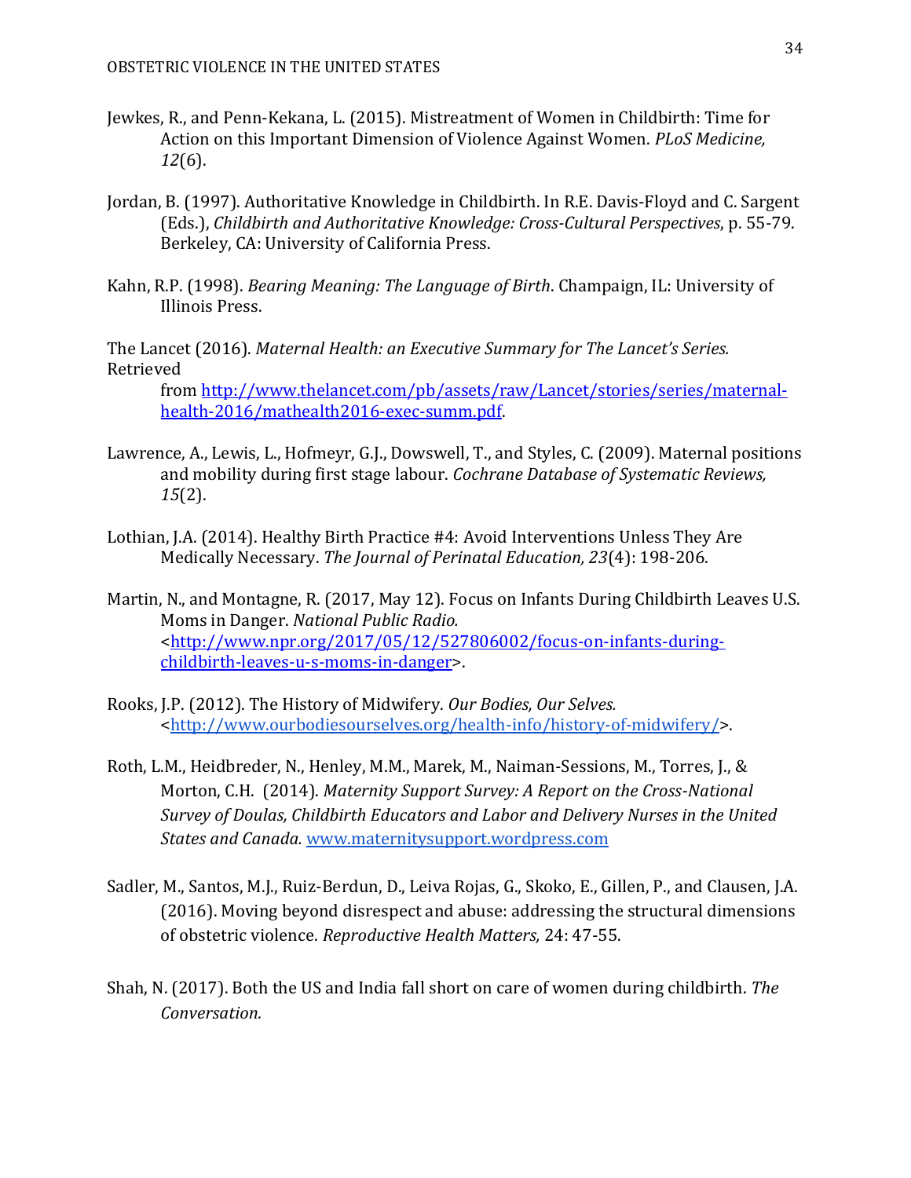Jewkes, R., and Penn-Kekana, L. (2015). Mistreatment of Women in Childbirth: Time for Action on this Important Dimension of Violence Against Women. *PLoS Medicine, 12*(6).

Jordan, B. (1997). Authoritative Knowledge in Childbirth. In R.E. Davis-Floyd and C. Sargent (Eds.), *Childbirth and Authoritative Knowledge: Cross-Cultural Perspectives*, p. 55-79. Berkeley, CA: University of California Press.

Kahn, R.P. (1998). *Bearing Meaning: The Language of Birth*. Champaign, IL: University of Illinois Press.

The Lancet (2016). *Maternal Health: an Executive Summary for The Lancet's Series.* Retrieved from http://www.thelancet.com/pb/assets/raw/Lancet/stories/series/maternal-health-2016/mathealth2016-exec-summ.pdf.

Lawrence, A., Lewis, L., Hofmeyr, G.J., Dowswell, T., and Styles, C. (2009). Maternal positions and mobility during first stage labour. *Cochrane Database of Systematic Reviews, 15*(2).

Lothian, J.A. (2014). Healthy Birth Practice #4: Avoid Interventions Unless They Are Medically Necessary. *The Journal of Perinatal Education, 23*(4): 198-206.

Martin, N., and Montagne, R. (2017, May 12). Focus on Infants During Childbirth Leaves U.S. Moms in Danger. *National Public Radio.* <http://www.npr.org/2017/05/12/527806002/focus-on-infants-during-childbirth-leaves-u-s-moms-in-danger>.

Rooks, J.P. (2012). The History of Midwifery. *Our Bodies, Our Selves.* <http://www.ourbodiesourselves.org/health-info/history-of-midwifery/>.

Roth, L.M., Heidbreder, N., Henley, M.M., Marek, M., Naiman-Sessions, M., Torres, J., & Morton, C.H. (2014). *Maternity Support Survey: A Report on the Cross-National Survey of Doulas, Childbirth Educators and Labor and Delivery Nurses in the United States and Canada.* www.maternitysupport.wordpress.com

Sadler, M., Santos, M.J., Ruiz-Berdun, D., Leiva Rojas, G., Skoko, E., Gillen, P., and Clausen, J.A. (2016). Moving beyond disrespect and abuse: addressing the structural dimensions of obstetric violence. *Reproductive Health Matters,* 24: 47-55.

Shah, N. (2017). Both the US and India fall short on care of women during childbirth. *The Conversation.*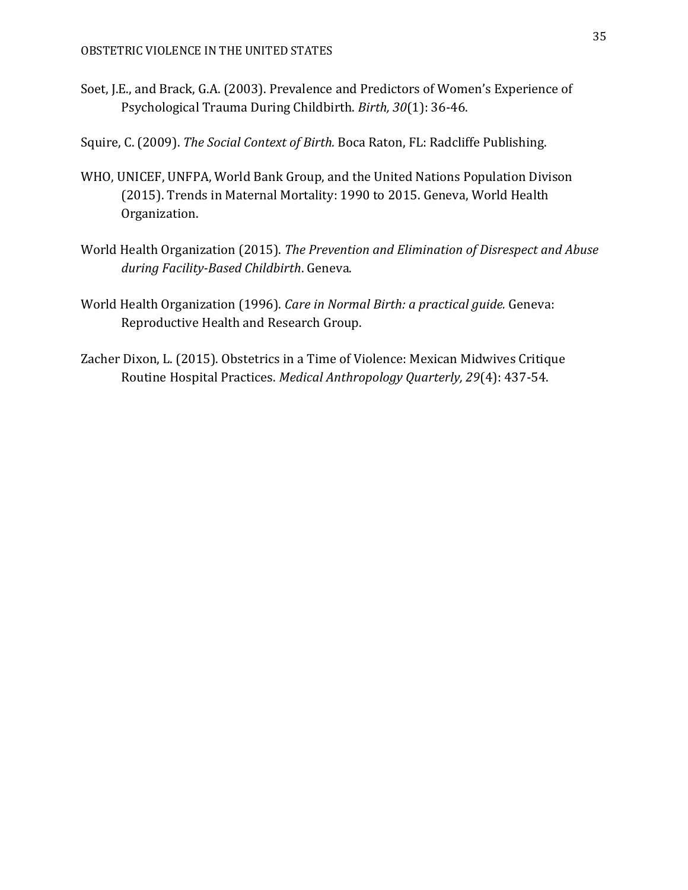Soet, J.E., and Brack, G.A. (2003). Prevalence and Predictors of Women's Experience of Psychological Trauma During Childbirth. *Birth, 30*(1): 36-46.

Squire, C. (2009). *The Social Context of Birth.* Boca Raton, FL: Radcliffe Publishing.

WHO, UNICEF, UNFPA, World Bank Group, and the United Nations Population Divison (2015). Trends in Maternal Mortality: 1990 to 2015. Geneva, World Health Organization.

World Health Organization (2015). *The Prevention and Elimination of Disrespect and Abuse during Facility-Based Childbirth*. Geneva.

World Health Organization (1996). *Care in Normal Birth: a practical guide.* Geneva: Reproductive Health and Research Group.

Zacher Dixon, L. (2015). Obstetrics in a Time of Violence: Mexican Midwives Critique Routine Hospital Practices. *Medical Anthropology Quarterly, 29*(4): 437-54.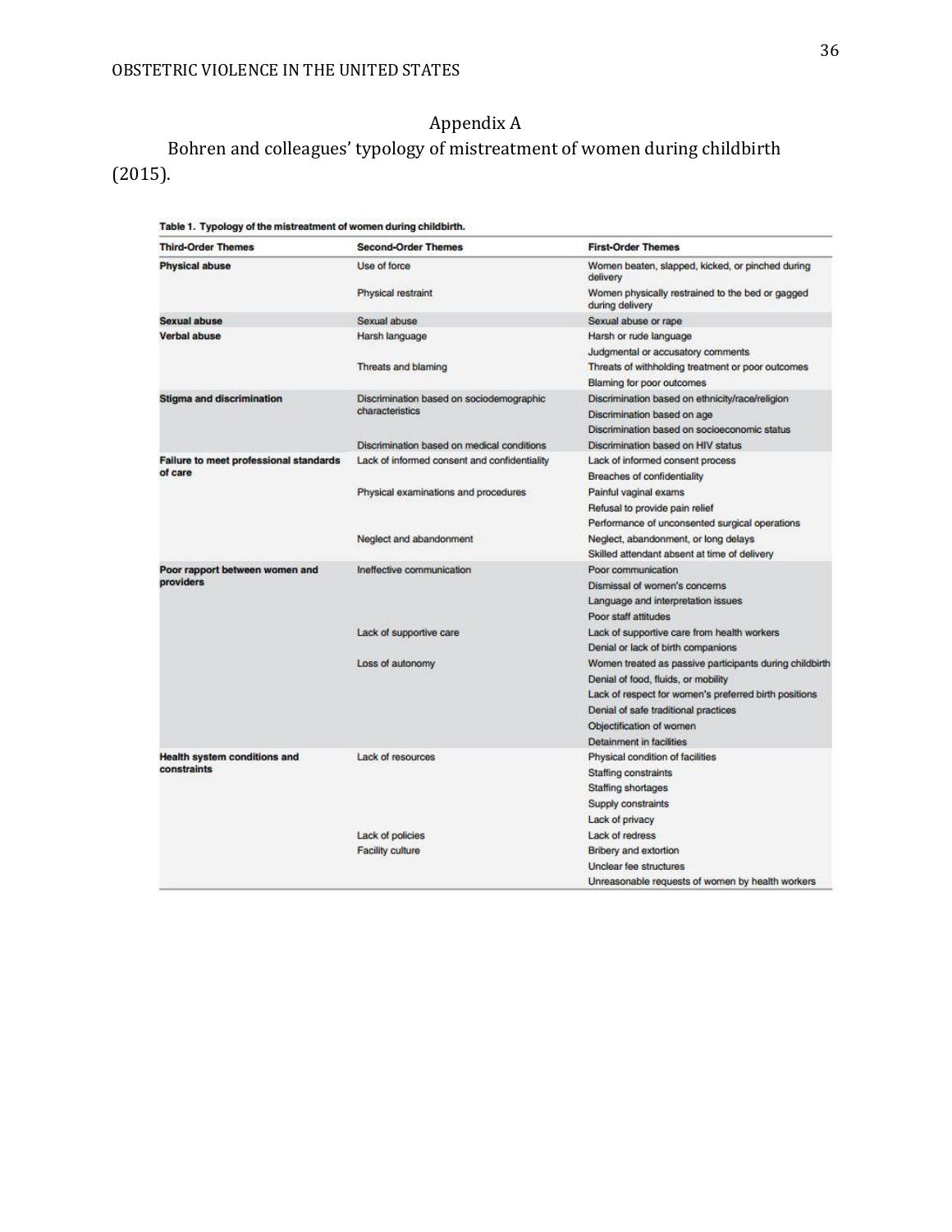# Appendix A

Bohren and colleagues' typology of mistreatment of women during childbirth (2015).

**Table 1. Typology of the mistreatment of women during childbirth.**

| Third-Order Themes | Second-Order Themes | First-Order Themes |
|---|---|---|
| **Physical abuse** | Use of force | Women beaten, slapped, kicked, or pinched during delivery |
| | Physical restraint | Women physically restrained to the bed or gagged during delivery |
| **Sexual abuse** | Sexual abuse | Sexual abuse or rape |
| **Verbal abuse** | Harsh language | Harsh or rude language |
| | | Judgmental or accusatory comments |
| | Threats and blaming | Threats of withholding treatment or poor outcomes |
| | | Blaming for poor outcomes |
| **Stigma and discrimination** | Discrimination based on sociodemographic characteristics | Discrimination based on ethnicity/race/religion |
| | | Discrimination based on age |
| | | Discrimination based on socioeconomic status |
| | Discrimination based on medical conditions | Discrimination based on HIV status |
| **Failure to meet professional standards of care** | Lack of informed consent and confidentiality | Lack of informed consent process |
| | | Breaches of confidentiality |
| | Physical examinations and procedures | Painful vaginal exams |
| | | Refusal to provide pain relief |
| | | Performance of unconsented surgical operations |
| | Neglect and abandonment | Neglect, abandonment, or long delays |
| | | Skilled attendant absent at time of delivery |
| **Poor rapport between women and providers** | Ineffective communication | Poor communication |
| | | Dismissal of women's concerns |
| | | Language and interpretation issues |
| | | Poor staff attitudes |
| | Lack of supportive care | Lack of supportive care from health workers |
| | | Denial or lack of birth companions |
| | Loss of autonomy | Women treated as passive participants during childbirth |
| | | Denial of food, fluids, or mobility |
| | | Lack of respect for women's preferred birth positions |
| | | Denial of safe traditional practices |
| | | Objectification of women |
| | | Detainment in facilities |
| **Health system conditions and constraints** | Lack of resources | Physical condition of facilities |
| | | Staffing constraints |
| | | Staffing shortages |
| | | Supply constraints |
| | | Lack of privacy |
| | Lack of policies | Lack of redress |
| | Facility culture | Bribery and extortion |
| | | Unclear fee structures |
| | | Unreasonable requests of women by health workers |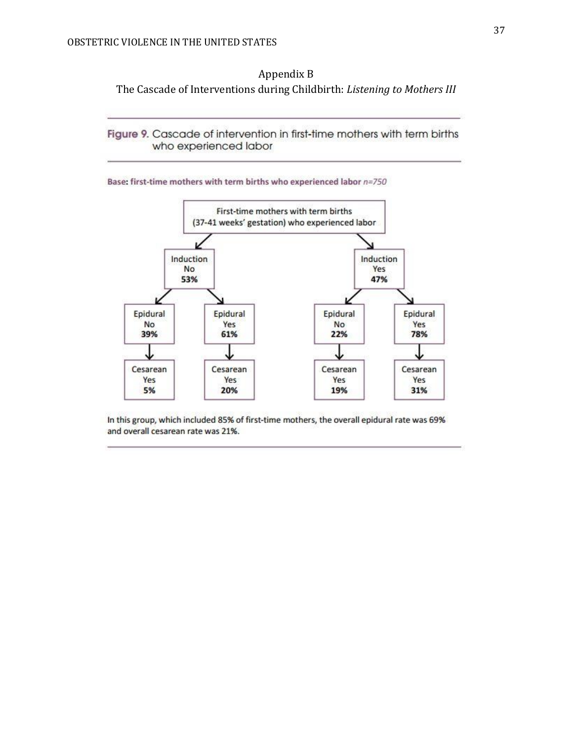## Appendix B

### The Cascade of Interventions during Childbirth: *Listening to Mothers III*

**Figure 9.** Cascade of intervention in first-time mothers with term births who experienced labor

**Base: first-time mothers with term births who experienced labor** *n=750*

First-time mothers with term births (37-41 weeks' gestation) who experienced labor

- Induction No **53%**
  - Epidural No **39%** → Cesarean Yes **5%**
  - Epidural Yes **61%** → Cesarean Yes **20%**
- Induction Yes **47%**
  - Epidural No **22%** → Cesarean Yes **19%**
  - Epidural Yes **78%** → Cesarean Yes **31%**

In this group, which included 85% of first-time mothers, the overall epidural rate was 69% and overall cesarean rate was 21%.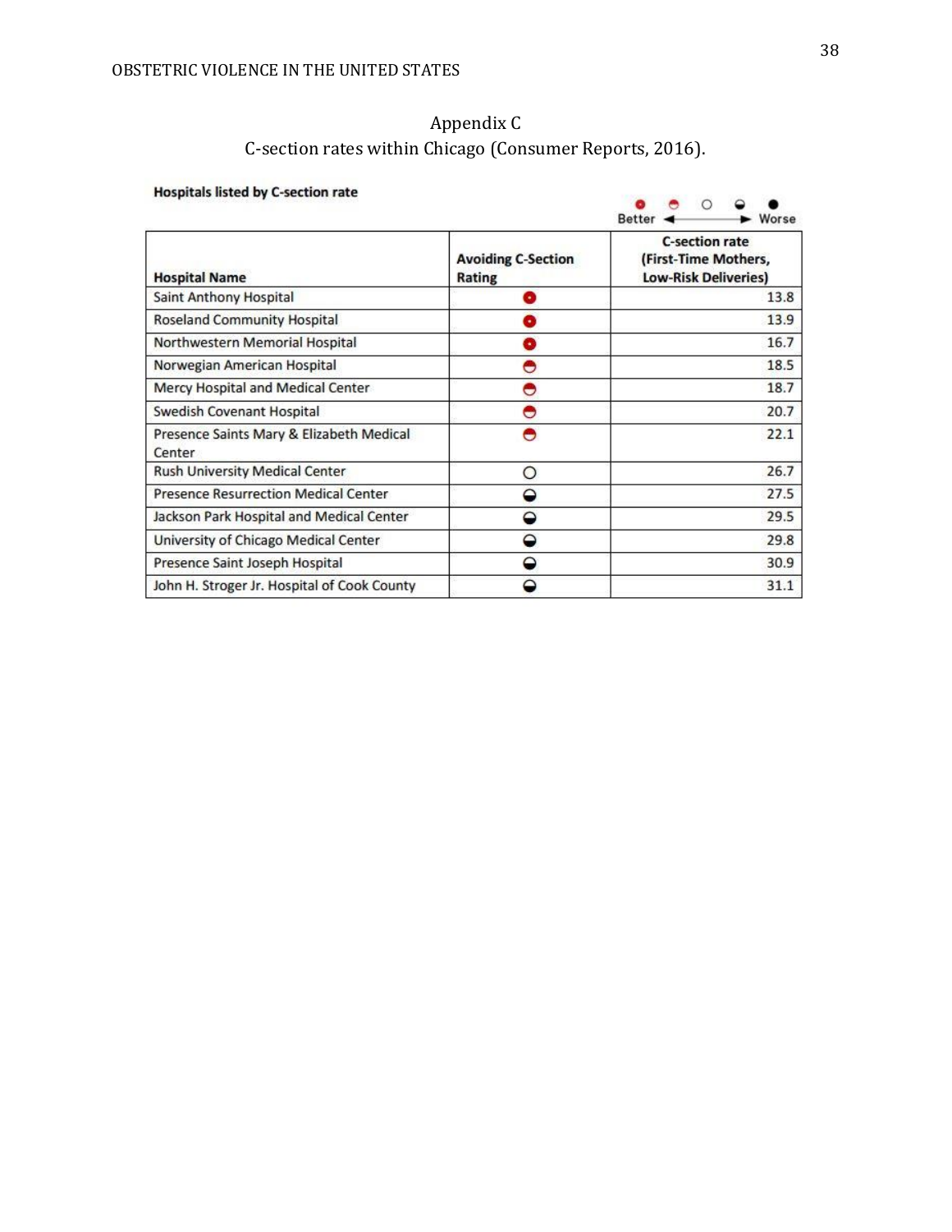## Appendix C

C-section rates within Chicago (Consumer Reports, 2016).

**Hospitals listed by C-section rate**

Better ◄——► Worse

| Hospital Name | Avoiding C-Section Rating | C-section rate (First-Time Mothers, Low-Risk Deliveries) |
|---|---|---|
| Saint Anthony Hospital | ● | 13.8 |
| Roseland Community Hospital | ● | 13.9 |
| Northwestern Memorial Hospital | ● | 16.7 |
| Norwegian American Hospital | ◓ | 18.5 |
| Mercy Hospital and Medical Center | ◓ | 18.7 |
| Swedish Covenant Hospital | ◓ | 20.7 |
| Presence Saints Mary & Elizabeth Medical Center | ◓ | 22.1 |
| Rush University Medical Center | ○ | 26.7 |
| Presence Resurrection Medical Center | ◒ | 27.5 |
| Jackson Park Hospital and Medical Center | ◒ | 29.5 |
| University of Chicago Medical Center | ◒ | 29.8 |
| Presence Saint Joseph Hospital | ◒ | 30.9 |
| John H. Stroger Jr. Hospital of Cook County | ◒ | 31.1 |